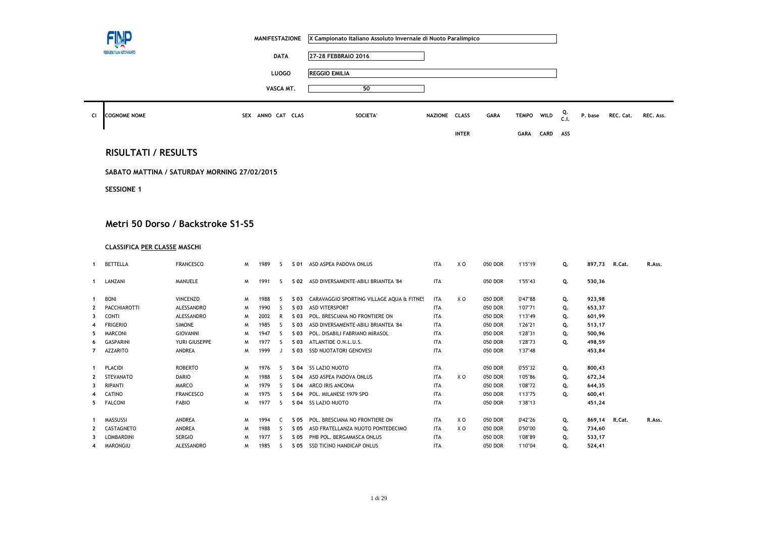| | |
|---|---|
| MANIFESTAZIONE | X Campionato Italiano Assoluto Invernale di Nuoto Paralimpico |
| DATA | 27-28 FEBBRAIO 2016 |
| LUOGO | REGGIO EMILIA |
| VASCA MT. | 50 |

## RISULTATI / RESULTS

**SABATO MATTINA / SATURDAY MORNING 27/02/2015**

**SESSIONE 1**

## Metri 50 Dorso / Backstroke S1-S5

**CLASSIFICA PER CLASSE MASCHI**

| Cl | COGNOME NOME | | SEX | ANNO | CAT | CLAS | SOCIETA' | NAZIONE | CLASS INTER | GARA | TEMPO GARA | WILD CARD | Q. C.I. ASS | P. base | REC. Cat. | REC. Ass. |
|---|---|---|---|---|---|---|---|---|---|---|---|---|---|---|---|---|
| 1 | BETTELLA | FRANCESCO | M | 1989 | S | S 01 | ASD ASPEA PADOVA ONLUS | ITA | X O | 050 DOR | 1'15"19 | | Q. | 897,73 | R.Cat. | R.Ass. |
| 1 | LANZANI | MANUELE | M | 1991 | S | S 02 | ASD DIVERSAMENTE-ABILI BRIANTEA '84 | ITA | | 050 DOR | 1'55"43 | | Q. | 530,36 | | |
| 1 | BONI | VINCENZO | M | 1988 | S | S 03 | CARAVAGGIO SPORTING VILLAGE AQUA & FITNES | ITA | X O | 050 DOR | 0'47"88 | | Q. | 923,98 | | |
| 2 | PACCHIAROTTI | ALESSANDRO | M | 1990 | S | S 03 | ASD VITERSPORT | ITA | | 050 DOR | 1'07"71 | | Q. | 653,37 | | |
| 3 | CONTI | ALESSANDRO | M | 2002 | R | S 03 | POL. BRESCIANA NO FRONTIERE ON | ITA | | 050 DOR | 1'13"49 | | Q. | 601,99 | | |
| 4 | FRIGERIO | SIMONE | M | 1985 | S | S 03 | ASD DIVERSAMENTE-ABILI BRIANTEA '84 | ITA | | 050 DOR | 1'26"21 | | Q. | 513,17 | | |
| 5 | MARCONI | GIOVANNI | M | 1947 | S | S 03 | POL. DISABILI FABRIANO MIRASOL | ITA | | 050 DOR | 1'28"31 | | Q. | 500,96 | | |
| 6 | GASPARINI | YURI GIUSEPPE | M | 1977 | S | S 03 | ATLANTIDE O.N.L.U.S. | ITA | | 050 DOR | 1'28"73 | | Q. | 498,59 | | |
| 7 | AZZARITO | ANDREA | M | 1999 | J | S 03 | SSD NUOTATORI GENOVESI | ITA | | 050 DOR | 1'37"48 | | | 453,84 | | |
| 1 | PLACIDI | ROBERTO | M | 1976 | S | S 04 | SS LAZIO NUOTO | ITA | | 050 DOR | 0'55"32 | | Q. | 800,43 | | |
| 2 | STEVANATO | DARIO | M | 1988 | S | S 04 | ASD ASPEA PADOVA ONLUS | ITA | X O | 050 DOR | 1'05"86 | | Q. | 672,34 | | |
| 3 | RIPANTI | MARCO | M | 1979 | S | S 04 | ARCO IRIS ANCONA | ITA | | 050 DOR | 1'08"72 | | Q. | 644,35 | | |
| 4 | CATINO | FRANCESCO | M | 1975 | S | S 04 | POL. MILANESE 1979 SPO | ITA | | 050 DOR | 1'13"75 | | Q. | 600,41 | | |
| 5 | FALCONI | FABIO | M | 1977 | S | S 04 | SS LAZIO NUOTO | ITA | | 050 DOR | 1'38"13 | | | 451,24 | | |
| 1 | MASSUSSI | ANDREA | M | 1994 | C | S 05 | POL. BRESCIANA NO FRONTIERE ON | ITA | X O | 050 DOR | 0'42"26 | | Q. | 869,14 | R.Cat. | R.Ass. |
| 2 | CASTAGNETO | ANDREA | M | 1988 | S | S 05 | ASD FRATELLANZA NUOTO PONTEDECIMO | ITA | X O | 050 DOR | 0'50"00 | | Q. | 734,60 | | |
| 3 | LOMBARDINI | SERGIO | M | 1977 | S | S 05 | PHB POL. BERGAMASCA ONLUS | ITA | | 050 DOR | 1'08"89 | | Q. | 533,17 | | |
| 4 | MARONGIU | ALESSANDRO | M | 1985 | S | S 05 | SSD TICINO HANDICAP ONLUS | ITA | | 050 DOR | 1'10"04 | | Q. | 524,41 | | |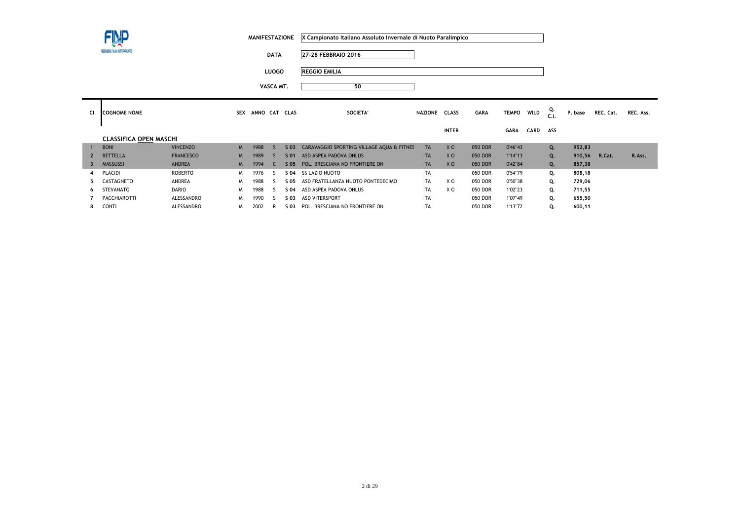| | |
|---|---|
| MANIFESTAZIONE | X Campionato Italiano Assoluto Invernale di Nuoto Paralimpico |
| DATA | 27-28 FEBBRAIO 2016 |
| LUOGO | REGGIO EMILIA |
| VASCA MT. | 50 |

**CLASSIFICA OPEN MASCHI**

| Cl | COGNOME | NOME | SEX | ANNO | CAT | CLAS | SOCIETA' | NAZIONE | CLASS INTER | GARA | TEMPO GARA | WILD CARD | Q. C.I. ASS | P. base | REC. Cat. | REC. Ass. |
|---|---|---|---|---|---|---|---|---|---|---|---|---|---|---|---|---|
| 1 | BONI | VINCENZO | M | 1988 | S | S 03 | CARAVAGGIO SPORTING VILLAGE AQUA & FITNES | ITA | X O | 050 DOR | 0'46"43 | | Q. | 952,83 | | |
| 2 | BETTELLA | FRANCESCO | M | 1989 | S | S 01 | ASD ASPEA PADOVA ONLUS | ITA | X O | 050 DOR | 1'14"13 | | Q. | 910,56 | R.Cat. | R.Ass. |
| 3 | MASSUSSI | ANDREA | M | 1994 | C | S 05 | POL. BRESCIANA NO FRONTIERE ON | ITA | X O | 050 DOR | 0'42"84 | | Q. | 857,38 | | |
| 4 | PLACIDI | ROBERTO | M | 1976 | S | S 04 | SS LAZIO NUOTO | ITA | | 050 DOR | 0'54"79 | | Q. | 808,18 | | |
| 5 | CASTAGNETO | ANDREA | M | 1988 | S | S 05 | ASD FRATELLANZA NUOTO PONTEDECIMO | ITA | X O | 050 DOR | 0'50"38 | | Q. | 729,06 | | |
| 6 | STEVANATO | DARIO | M | 1988 | S | S 04 | ASD ASPEA PADOVA ONLUS | ITA | X O | 050 DOR | 1'02"23 | | Q. | 711,55 | | |
| 7 | PACCHIAROTTI | ALESSANDRO | M | 1990 | S | S 03 | ASD VITERSPORT | ITA | | 050 DOR | 1'07"49 | | Q. | 655,50 | | |
| 8 | CONTI | ALESSANDRO | M | 2002 | R | S 03 | POL. BRESCIANA NO FRONTIERE ON | ITA | | 050 DOR | 1'13"72 | | Q. | 600,11 | | |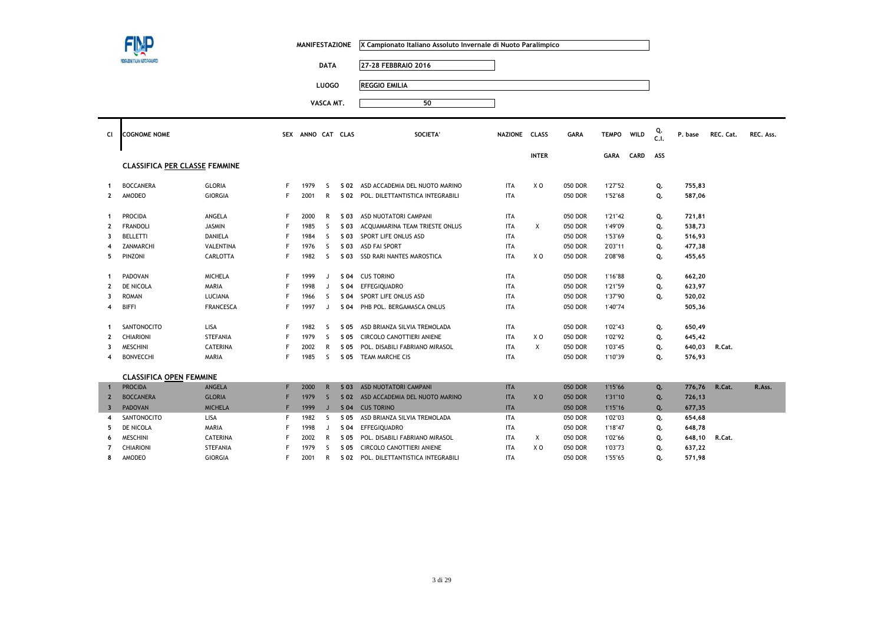| | |
|---|---|
| MANIFESTAZIONE | X Campionato Italiano Assoluto Invernale di Nuoto Paralimpico |
| DATA | 27-28 FEBBRAIO 2016 |
| LUOGO | REGGIO EMILIA |
| VASCA MT. | 50 |

| Cl | COGNOME NOME | | SEX | ANNO | CAT | CLAS | SOCIETA' | NAZIONE | CLASS INTER | GARA | TEMPO GARA | WILD CARD | Q. C.I. ASS | P. base | REC. Cat. | REC. Ass. |
|---|---|---|---|---|---|---|---|---|---|---|---|---|---|---|---|---|
| | **CLASSIFICA PER CLASSE FEMMINE** | | | | | | | | | | | | | | | |
| 1 | BOCCANERA | GLORIA | F | 1979 | S | S 02 | ASD ACCADEMIA DEL NUOTO MARINO | ITA | X O | 050 DOR | 1'27"52 | | Q. | 755,83 | | |
| 2 | AMODEO | GIORGIA | F | 2001 | R | S 02 | POL. DILETTANTISTICA INTEGRABILI | ITA | | 050 DOR | 1'52"68 | | Q. | 587,06 | | |
| 1 | PROCIDA | ANGELA | F | 2000 | R | S 03 | ASD NUOTATORI CAMPANI | ITA | | 050 DOR | 1'21"42 | | Q. | 721,81 | | |
| 2 | FRANDOLI | JASMIN | F | 1985 | S | S 03 | ACQUAMARINA TEAM TRIESTE ONLUS | ITA | X | 050 DOR | 1'49"09 | | Q. | 538,73 | | |
| 3 | BELLETTI | DANIELA | F | 1984 | S | S 03 | SPORT LIFE ONLUS ASD | ITA | | 050 DOR | 1'53"69 | | Q. | 516,93 | | |
| 4 | ZANMARCHI | VALENTINA | F | 1976 | S | S 03 | ASD FAI SPORT | ITA | | 050 DOR | 2'03"11 | | Q. | 477,38 | | |
| 5 | PINZONI | CARLOTTA | F | 1982 | S | S 03 | SSD RARI NANTES MAROSTICA | ITA | X O | 050 DOR | 2'08"98 | | Q. | 455,65 | | |
| 1 | PADOVAN | MICHELA | F | 1999 | J | S 04 | CUS TORINO | ITA | | 050 DOR | 1'16"88 | | Q. | 662,20 | | |
| 2 | DE NICOLA | MARIA | F | 1998 | J | S 04 | EFFEGIQUADRO | ITA | | 050 DOR | 1'21"59 | | Q. | 623,97 | | |
| 3 | ROMAN | LUCIANA | F | 1966 | S | S 04 | SPORT LIFE ONLUS ASD | ITA | | 050 DOR | 1'37"90 | | Q. | 520,02 | | |
| 4 | BIFFI | FRANCESCA | F | 1997 | J | S 04 | PHB POL. BERGAMASCA ONLUS | ITA | | 050 DOR | 1'40"74 | | | 505,36 | | |
| 1 | SANTONOCITO | LISA | F | 1982 | S | S 05 | ASD BRIANZA SILVIA TREMOLADA | ITA | | 050 DOR | 1'02"43 | | Q. | 650,49 | | |
| 2 | CHIARIONI | STEFANIA | F | 1979 | S | S 05 | CIRCOLO CANOTTIERI ANIENE | ITA | X O | 050 DOR | 1'02"92 | | Q. | 645,42 | | |
| 3 | MESCHINI | CATERINA | F | 2002 | R | S 05 | POL. DISABILI FABRIANO MIRASOL | ITA | X | 050 DOR | 1'03"45 | | Q. | 640,03 | R.Cat. | |
| 4 | BONVECCHI | MARIA | F | 1985 | S | S 05 | TEAM MARCHE CIS | ITA | | 050 DOR | 1'10"39 | | Q. | 576,93 | | |
| | **CLASSIFICA OPEN FEMMINE** | | | | | | | | | | | | | | | |
| 1 | PROCIDA | ANGELA | F | 2000 | R | S 03 | ASD NUOTATORI CAMPANI | ITA | | 050 DOR | 1'15"66 | | Q. | 776,76 | R.Cat. | R.Ass. |
| 2 | BOCCANERA | GLORIA | F | 1979 | S | S 02 | ASD ACCADEMIA DEL NUOTO MARINO | ITA | X O | 050 DOR | 1'31"10 | | Q. | 726,13 | | |
| 3 | PADOVAN | MICHELA | F | 1999 | J | S 04 | CUS TORINO | ITA | | 050 DOR | 1'15"16 | | Q. | 677,35 | | |
| 4 | SANTONOCITO | LISA | F | 1982 | S | S 05 | ASD BRIANZA SILVIA TREMOLADA | ITA | | 050 DOR | 1'02"03 | | Q. | 654,68 | | |
| 5 | DE NICOLA | MARIA | F | 1998 | J | S 04 | EFFEGIQUADRO | ITA | | 050 DOR | 1'18"47 | | Q. | 648,78 | | |
| 6 | MESCHINI | CATERINA | F | 2002 | R | S 05 | POL. DISABILI FABRIANO MIRASOL | ITA | X | 050 DOR | 1'02"66 | | Q. | 648,10 | R.Cat. | |
| 7 | CHIARIONI | STEFANIA | F | 1979 | S | S 05 | CIRCOLO CANOTTIERI ANIENE | ITA | X O | 050 DOR | 1'03"73 | | Q. | 637,22 | | |
| 8 | AMODEO | GIORGIA | F | 2001 | R | S 02 | POL. DILETTANTISTICA INTEGRABILI | ITA | | 050 DOR | 1'55"65 | | Q. | 571,98 | | |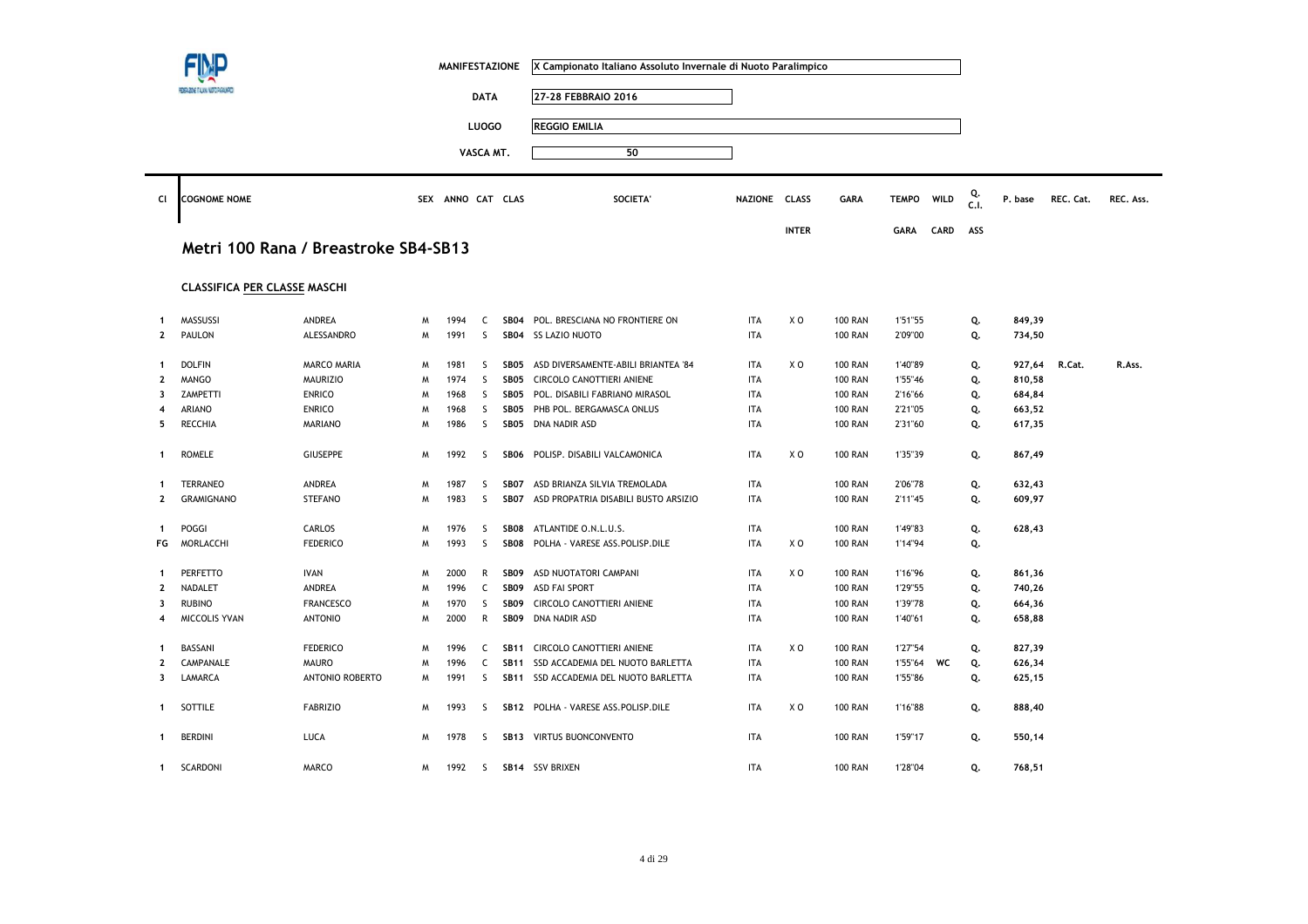| | |
|---|---|
| MANIFESTAZIONE | X Campionato Italiano Assoluto Invernale di Nuoto Paralimpico |
| DATA | 27-28 FEBBRAIO 2016 |
| LUOGO | REGGIO EMILIA |
| VASCA MT. | 50 |

## Metri 100 Rana / Breastroke SB4-SB13

### CLASSIFICA PER CLASSE MASCHI

| Cl | COGNOME NOME | | SEX | ANNO | CAT | CLAS | SOCIETA' | NAZIONE | CLASS INTER | GARA | TEMPO GARA | WILD CARD | Q. C.I. ASS | P. base | REC. Cat. | REC. Ass. |
|---|---|---|---|---|---|---|---|---|---|---|---|---|---|---|---|---|
| 1 | MASSUSSI | ANDREA | M | 1994 | C | SB04 | POL. BRESCIANA NO FRONTIERE ON | ITA | X O | 100 RAN | 1'51"55 | | Q. | 849,39 | | |
| 2 | PAULON | ALESSANDRO | M | 1991 | S | SB04 | SS LAZIO NUOTO | ITA | | 100 RAN | 2'09"00 | | Q. | 734,50 | | |
| 1 | DOLFIN | MARCO MARIA | M | 1981 | S | SB05 | ASD DIVERSAMENTE-ABILI BRIANTEA '84 | ITA | X O | 100 RAN | 1'40"89 | | Q. | 927,64 | R.Cat. | R.Ass. |
| 2 | MANGO | MAURIZIO | M | 1974 | S | SB05 | CIRCOLO CANOTTIERI ANIENE | ITA | | 100 RAN | 1'55"46 | | Q. | 810,58 | | |
| 3 | ZAMPETTI | ENRICO | M | 1968 | S | SB05 | POL. DISABILI FABRIANO MIRASOL | ITA | | 100 RAN | 2'16"66 | | Q. | 684,84 | | |
| 4 | ARIANO | ENRICO | M | 1968 | S | SB05 | PHB POL. BERGAMASCA ONLUS | ITA | | 100 RAN | 2'21"05 | | Q. | 663,52 | | |
| 5 | RECCHIA | MARIANO | M | 1986 | S | SB05 | DNA NADIR ASD | ITA | | 100 RAN | 2'31"60 | | Q. | 617,35 | | |
| 1 | ROMELE | GIUSEPPE | M | 1992 | S | SB06 | POLISP. DISABILI VALCAMONICA | ITA | X O | 100 RAN | 1'35"39 | | Q. | 867,49 | | |
| 1 | TERRANEO | ANDREA | M | 1987 | S | SB07 | ASD BRIANZA SILVIA TREMOLADA | ITA | | 100 RAN | 2'06"78 | | Q. | 632,43 | | |
| 2 | GRAMIGNANO | STEFANO | M | 1983 | S | SB07 | ASD PROPATRIA DISABILI BUSTO ARSIZIO | ITA | | 100 RAN | 2'11"45 | | Q. | 609,97 | | |
| 1 | POGGI | CARLOS | M | 1976 | S | SB08 | ATLANTIDE O.N.L.U.S. | ITA | | 100 RAN | 1'49"83 | | Q. | 628,43 | | |
| FG | MORLACCHI | FEDERICO | M | 1993 | S | SB08 | POLHA - VARESE ASS.POLISP.DILE | ITA | X O | 100 RAN | 1'14"94 | | Q. | | | |
| 1 | PERFETTO | IVAN | M | 2000 | R | SB09 | ASD NUOTATORI CAMPANI | ITA | X O | 100 RAN | 1'16"96 | | Q. | 861,36 | | |
| 2 | NADALET | ANDREA | M | 1996 | C | SB09 | ASD FAI SPORT | ITA | | 100 RAN | 1'29"55 | | Q. | 740,26 | | |
| 3 | RUBINO | FRANCESCO | M | 1970 | S | SB09 | CIRCOLO CANOTTIERI ANIENE | ITA | | 100 RAN | 1'39"78 | | Q. | 664,36 | | |
| 4 | MICCOLIS YVAN | ANTONIO | M | 2000 | R | SB09 | DNA NADIR ASD | ITA | | 100 RAN | 1'40"61 | | Q. | 658,88 | | |
| 1 | BASSANI | FEDERICO | M | 1996 | C | SB11 | CIRCOLO CANOTTIERI ANIENE | ITA | X O | 100 RAN | 1'27"54 | | Q. | 827,39 | | |
| 2 | CAMPANALE | MAURO | M | 1996 | C | SB11 | SSD ACCADEMIA DEL NUOTO BARLETTA | ITA | | 100 RAN | 1'55"64 | WC | Q. | 626,34 | | |
| 3 | LAMARCA | ANTONIO ROBERTO | M | 1991 | S | SB11 | SSD ACCADEMIA DEL NUOTO BARLETTA | ITA | | 100 RAN | 1'55"86 | | Q. | 625,15 | | |
| 1 | SOTTILE | FABRIZIO | M | 1993 | S | SB12 | POLHA - VARESE ASS.POLISP.DILE | ITA | X O | 100 RAN | 1'16"88 | | Q. | 888,40 | | |
| 1 | BERDINI | LUCA | M | 1978 | S | SB13 | VIRTUS BUONCONVENTO | ITA | | 100 RAN | 1'59"17 | | Q. | 550,14 | | |
| 1 | SCARDONI | MARCO | M | 1992 | S | SB14 | SSV BRIXEN | ITA | | 100 RAN | 1'28"04 | | Q. | 768,51 | | |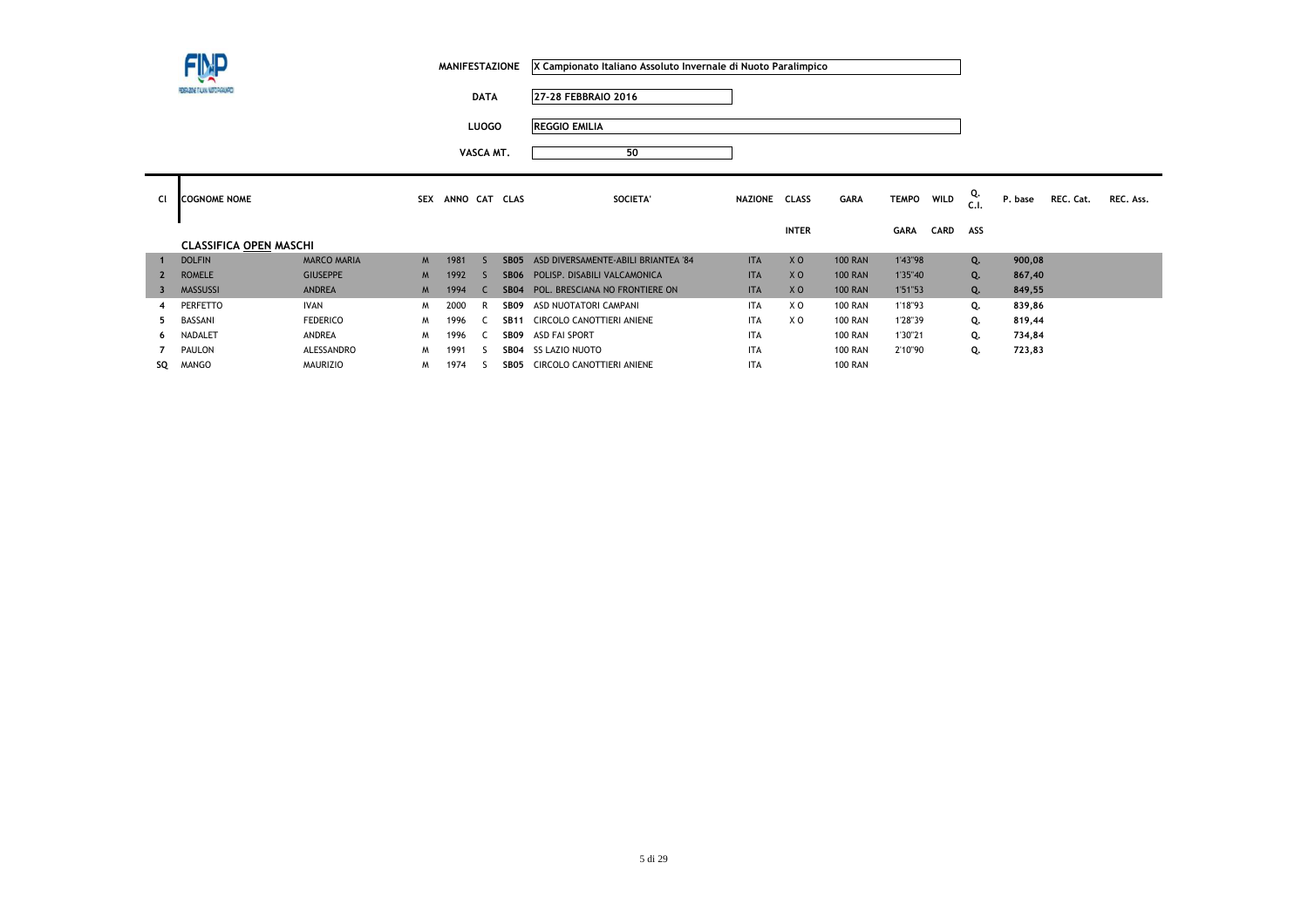| | |
|---|---|
| MANIFESTAZIONE | X Campionato Italiano Assoluto Invernale di Nuoto Paralimpico |
| DATA | 27-28 FEBBRAIO 2016 |
| LUOGO | REGGIO EMILIA |
| VASCA MT. | 50 |

| Cl | COGNOME NOME | | SEX | ANNO | CAT | CLAS | SOCIETA' | NAZIONE | CLASS INTER | GARA | TEMPO GARA | WILD CARD | Q. C.I. ASS | P. base | REC. Cat. | REC. Ass. |
|---|---|---|---|---|---|---|---|---|---|---|---|---|---|---|---|---|
| | **CLASSIFICA OPEN MASCHI** | | | | | | | | | | | | | | | |
| 1 | DOLFIN | MARCO MARIA | M | 1981 | S | SB05 | ASD DIVERSAMENTE-ABILI BRIANTEA '84 | ITA | X O | 100 RAN | 1'43"98 | | Q. | 900,08 | | |
| 2 | ROMELE | GIUSEPPE | M | 1992 | S | SB06 | POLISP. DISABILI VALCAMONICA | ITA | X O | 100 RAN | 1'35"40 | | Q. | 867,40 | | |
| 3 | MASSUSSI | ANDREA | M | 1994 | C | SB04 | POL. BRESCIANA NO FRONTIERE ON | ITA | X O | 100 RAN | 1'51"53 | | Q. | 849,55 | | |
| 4 | PERFETTO | IVAN | M | 2000 | R | SB09 | ASD NUOTATORI CAMPANI | ITA | X O | 100 RAN | 1'18"93 | | Q. | 839,86 | | |
| 5 | BASSANI | FEDERICO | M | 1996 | C | SB11 | CIRCOLO CANOTTIERI ANIENE | ITA | X O | 100 RAN | 1'28"39 | | Q. | 819,44 | | |
| 6 | NADALET | ANDREA | M | 1996 | C | SB09 | ASD FAI SPORT | ITA | | 100 RAN | 1'30"21 | | Q. | 734,84 | | |
| 7 | PAULON | ALESSANDRO | M | 1991 | S | SB04 | SS LAZIO NUOTO | ITA | | 100 RAN | 2'10"90 | | Q. | 723,83 | | |
| SQ | MANGO | MAURIZIO | M | 1974 | S | SB05 | CIRCOLO CANOTTIERI ANIENE | ITA | | 100 RAN | | | | | | |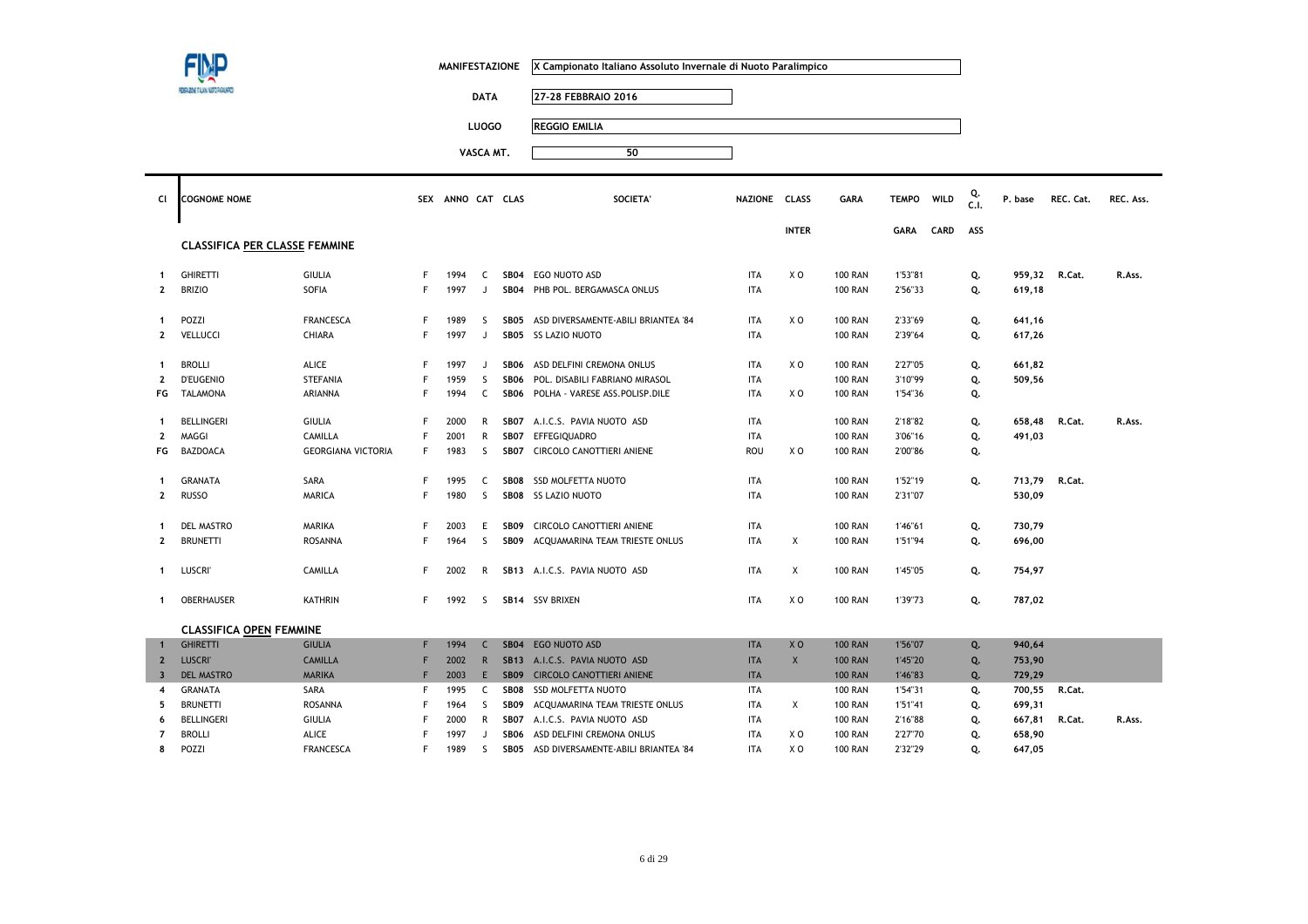| | |
|---|---|
| MANIFESTAZIONE | X Campionato Italiano Assoluto Invernale di Nuoto Paralimpico |
| DATA | 27-28 FEBBRAIO 2016 |
| LUOGO | REGGIO EMILIA |
| VASCA MT. | 50 |

## CLASSIFICA PER CLASSE FEMMINE

| Cl | COGNOME NOME | | SEX | ANNO | CAT | CLAS | SOCIETA' | NAZIONE | CLASS INTER | GARA | TEMPO GARA | WILD CARD | Q. C.I. ASS | P. base | REC. Cat. | REC. Ass. |
|---|---|---|---|---|---|---|---|---|---|---|---|---|---|---|---|---|
| 1 | GHIRETTI | GIULIA | F | 1994 | C | SB04 | EGO NUOTO ASD | ITA | X O | 100 RAN | 1'53"81 | | Q. | 959,32 | R.Cat. | R.Ass. |
| 2 | BRIZIO | SOFIA | F | 1997 | J | SB04 | PHB POL. BERGAMASCA ONLUS | ITA | | 100 RAN | 2'56"33 | | Q. | 619,18 | | |
| 1 | POZZI | FRANCESCA | F | 1989 | S | SB05 | ASD DIVERSAMENTE-ABILI BRIANTEA '84 | ITA | X O | 100 RAN | 2'33"69 | | Q. | 641,16 | | |
| 2 | VELLUCCI | CHIARA | F | 1997 | J | SB05 | SS LAZIO NUOTO | ITA | | 100 RAN | 2'39"64 | | Q. | 617,26 | | |
| 1 | BROLLI | ALICE | F | 1997 | J | SB06 | ASD DELFINI CREMONA ONLUS | ITA | X O | 100 RAN | 2'27"05 | | Q. | 661,82 | | |
| 2 | D'EUGENIO | STEFANIA | F | 1959 | S | SB06 | POL. DISABILI FABRIANO MIRASOL | ITA | | 100 RAN | 3'10"99 | | Q. | 509,56 | | |
| FG | TALAMONA | ARIANNA | F | 1994 | C | SB06 | POLHA - VARESE ASS.POLISP.DILE | ITA | X O | 100 RAN | 1'54"36 | | Q. | | | |
| 1 | BELLINGERI | GIULIA | F | 2000 | R | SB07 | A.I.C.S. PAVIA NUOTO ASD | ITA | | 100 RAN | 2'18"82 | | Q. | 658,48 | R.Cat. | R.Ass. |
| 2 | MAGGI | CAMILLA | F | 2001 | R | SB07 | EFFEGIQUADRO | ITA | | 100 RAN | 3'06"16 | | Q. | 491,03 | | |
| FG | BAZDOACA | GEORGIANA VICTORIA | F | 1983 | S | SB07 | CIRCOLO CANOTTIERI ANIENE | ROU | X O | 100 RAN | 2'00"86 | | Q. | | | |
| 1 | GRANATA | SARA | F | 1995 | C | SB08 | SSD MOLFETTA NUOTO | ITA | | 100 RAN | 1'52"19 | | Q. | 713,79 | R.Cat. | |
| 2 | RUSSO | MARICA | F | 1980 | S | SB08 | SS LAZIO NUOTO | ITA | | 100 RAN | 2'31"07 | | | 530,09 | | |
| 1 | DEL MASTRO | MARIKA | F | 2003 | E | SB09 | CIRCOLO CANOTTIERI ANIENE | ITA | | 100 RAN | 1'46"61 | | Q. | 730,79 | | |
| 2 | BRUNETTI | ROSANNA | F | 1964 | S | SB09 | ACQUAMARINA TEAM TRIESTE ONLUS | ITA | X | 100 RAN | 1'51"94 | | Q. | 696,00 | | |
| 1 | LUSCRI' | CAMILLA | F | 2002 | R | SB13 | A.I.C.S. PAVIA NUOTO ASD | ITA | X | 100 RAN | 1'45"05 | | Q. | 754,97 | | |
| 1 | OBERHAUSER | KATHRIN | F | 1992 | S | SB14 | SSV BRIXEN | ITA | X O | 100 RAN | 1'39"73 | | Q. | 787,02 | | |

## CLASSIFICA OPEN FEMMINE

| Cl | COGNOME NOME | | SEX | ANNO | CAT | CLAS | SOCIETA' | NAZIONE | CLASS INTER | GARA | TEMPO GARA | WILD CARD | Q. C.I. ASS | P. base | REC. Cat. | REC. Ass. |
|---|---|---|---|---|---|---|---|---|---|---|---|---|---|---|---|---|
| 1 | GHIRETTI | GIULIA | F | 1994 | C | SB04 | EGO NUOTO ASD | ITA | X O | 100 RAN | 1'56"07 | | Q. | 940,64 | | |
| 2 | LUSCRI' | CAMILLA | F | 2002 | R | SB13 | A.I.C.S. PAVIA NUOTO ASD | ITA | X | 100 RAN | 1'45"20 | | Q. | 753,90 | | |
| 3 | DEL MASTRO | MARIKA | F | 2003 | E | SB09 | CIRCOLO CANOTTIERI ANIENE | ITA | | 100 RAN | 1'46"83 | | Q. | 729,29 | | |
| 4 | GRANATA | SARA | F | 1995 | C | SB08 | SSD MOLFETTA NUOTO | ITA | | 100 RAN | 1'54"31 | | Q. | 700,55 | R.Cat. | |
| 5 | BRUNETTI | ROSANNA | F | 1964 | S | SB09 | ACQUAMARINA TEAM TRIESTE ONLUS | ITA | X | 100 RAN | 1'51"41 | | Q. | 699,31 | | |
| 6 | BELLINGERI | GIULIA | F | 2000 | R | SB07 | A.I.C.S. PAVIA NUOTO ASD | ITA | | 100 RAN | 2'16"88 | | Q. | 667,81 | R.Cat. | R.Ass. |
| 7 | BROLLI | ALICE | F | 1997 | J | SB06 | ASD DELFINI CREMONA ONLUS | ITA | X O | 100 RAN | 2'27"70 | | Q. | 658,90 | | |
| 8 | POZZI | FRANCESCA | F | 1989 | S | SB05 | ASD DIVERSAMENTE-ABILI BRIANTEA '84 | ITA | X O | 100 RAN | 2'32"29 | | Q. | 647,05 | | |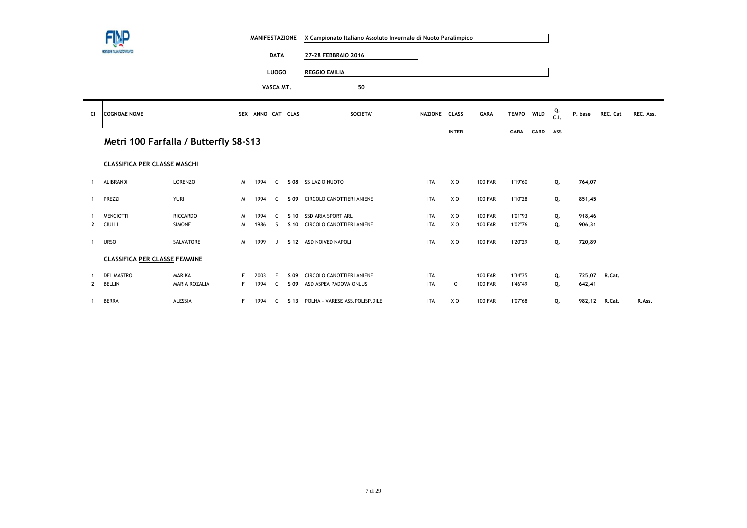| MANIFESTAZIONE | X Campionato Italiano Assoluto Invernale di Nuoto Paralimpico |
|---|---|
| DATA | 27-28 FEBBRAIO 2016 |
| LUOGO | REGGIO EMILIA |
| VASCA MT. | 50 |

## Metri 100 Farfalla / Butterfly S8-S13

### CLASSIFICA PER CLASSE MASCHI

| Cl | COGNOME NOME | | SEX | ANNO | CAT | CLAS | SOCIETA' | NAZIONE | CLASS INTER | GARA | TEMPO GARA | WILD CARD | Q. C.I. ASS | P. base | REC. Cat. | REC. Ass. |
|---|---|---|---|---|---|---|---|---|---|---|---|---|---|---|---|---|
| 1 | ALIBRANDI | LORENZO | M | 1994 | C | S 08 | SS LAZIO NUOTO | ITA | X O | 100 FAR | 1'19"60 | | Q. | 764,07 | | |
| 1 | PREZZI | YURI | M | 1994 | C | S 09 | CIRCOLO CANOTTIERI ANIENE | ITA | X O | 100 FAR | 1'10"28 | | Q. | 851,45 | | |
| 1 | MENCIOTTI | RICCARDO | M | 1994 | C | S 10 | SSD ARIA SPORT ARL | ITA | X O | 100 FAR | 1'01"93 | | Q. | 918,46 | | |
| 2 | CIULLI | SIMONE | M | 1986 | S | S 10 | CIRCOLO CANOTTIERI ANIENE | ITA | X O | 100 FAR | 1'02"76 | | Q. | 906,31 | | |
| 1 | URSO | SALVATORE | M | 1999 | J | S 12 | ASD NOIVED NAPOLI | ITA | X O | 100 FAR | 1'20"29 | | Q. | 720,89 | | |

### CLASSIFICA PER CLASSE FEMMINE

| Cl | COGNOME NOME | | SEX | ANNO | CAT | CLAS | SOCIETA' | NAZIONE | CLASS INTER | GARA | TEMPO GARA | WILD CARD | Q. C.I. ASS | P. base | REC. Cat. | REC. Ass. |
|---|---|---|---|---|---|---|---|---|---|---|---|---|---|---|---|---|
| 1 | DEL MASTRO | MARIKA | F | 2003 | E | S 09 | CIRCOLO CANOTTIERI ANIENE | ITA | | 100 FAR | 1'34"35 | | Q. | 725,07 | R.Cat. | |
| 2 | BELLIN | MARIA ROZALIA | F | 1994 | C | S 09 | ASD ASPEA PADOVA ONLUS | ITA | O | 100 FAR | 1'46"49 | | Q. | 642,41 | | |
| 1 | BERRA | ALESSIA | F | 1994 | C | S 13 | POLHA - VARESE ASS.POLISP.DILE | ITA | X O | 100 FAR | 1'07"68 | | Q. | 982,12 | R.Cat. | R.Ass. |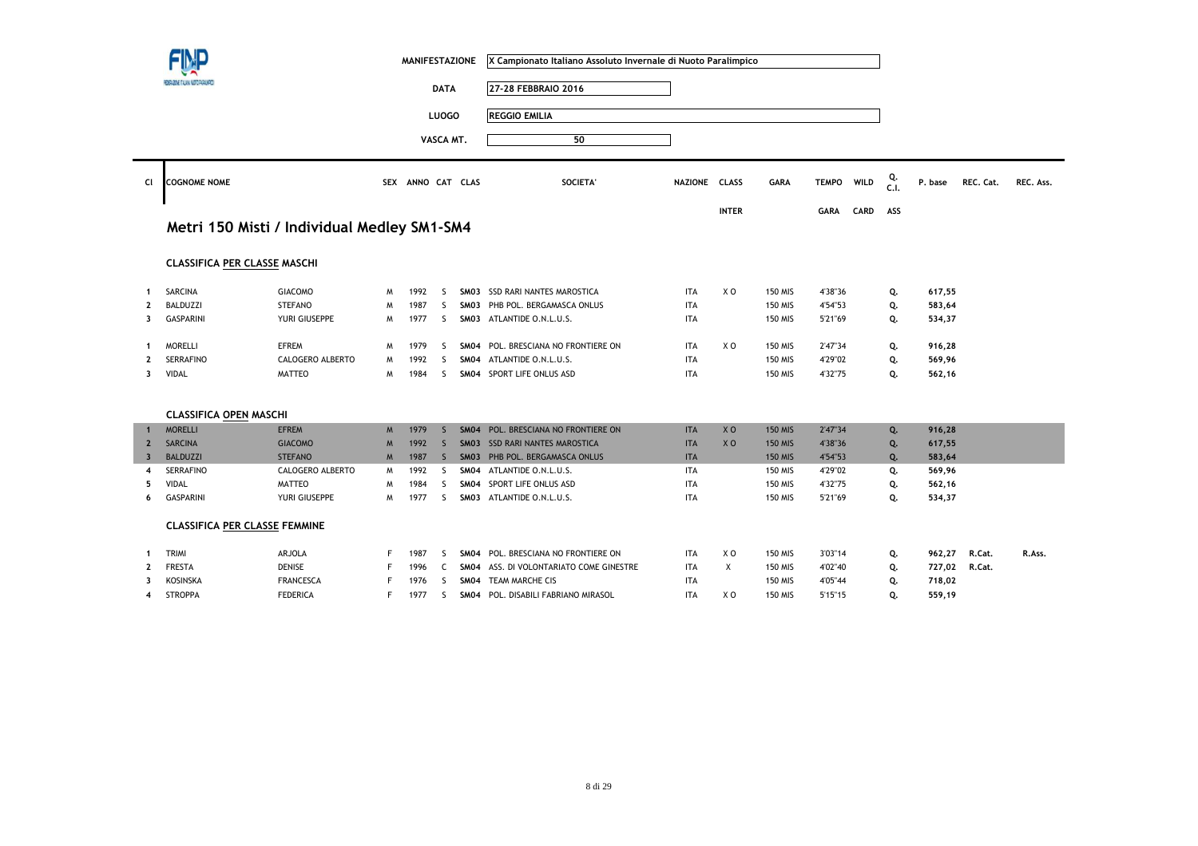| | |
|---|---|
| MANIFESTAZIONE | X Campionato Italiano Assoluto Invernale di Nuoto Paralimpico |
| DATA | 27-28 FEBBRAIO 2016 |
| LUOGO | REGGIO EMILIA |
| VASCA MT. | 50 |

## Metri 150 Misti / Individual Medley SM1-SM4

### CLASSIFICA PER CLASSE MASCHI

| Cl | COGNOME NOME | | SEX | ANNO | CAT | CLAS | SOCIETA' | NAZIONE | CLASS INTER | GARA | TEMPO GARA | WILD CARD | Q. C.I. ASS | P. base | REC. Cat. | REC. Ass. |
|---|---|---|---|---|---|---|---|---|---|---|---|---|---|---|---|---|
| 1 | SARCINA | GIACOMO | M | 1992 | S | SM03 | SSD RARI NANTES MAROSTICA | ITA | X O | 150 MIS | 4'38"36 | | Q. | 617,55 | | |
| 2 | BALDUZZI | STEFANO | M | 1987 | S | SM03 | PHB POL. BERGAMASCA ONLUS | ITA | | 150 MIS | 4'54"53 | | Q. | 583,64 | | |
| 3 | GASPARINI | YURI GIUSEPPE | M | 1977 | S | SM03 | ATLANTIDE O.N.L.U.S. | ITA | | 150 MIS | 5'21"69 | | Q. | 534,37 | | |
| 1 | MORELLI | EFREM | M | 1979 | S | SM04 | POL. BRESCIANA NO FRONTIERE ON | ITA | X O | 150 MIS | 2'47"34 | | Q. | 916,28 | | |
| 2 | SERRAFINO | CALOGERO ALBERTO | M | 1992 | S | SM04 | ATLANTIDE O.N.L.U.S. | ITA | | 150 MIS | 4'29"02 | | Q. | 569,96 | | |
| 3 | VIDAL | MATTEO | M | 1984 | S | SM04 | SPORT LIFE ONLUS ASD | ITA | | 150 MIS | 4'32"75 | | Q. | 562,16 | | |

### CLASSIFICA OPEN MASCHI

| Cl | COGNOME NOME | | SEX | ANNO | CAT | CLAS | SOCIETA' | NAZIONE | CLASS INTER | GARA | TEMPO GARA | WILD CARD | Q. C.I. ASS | P. base | REC. Cat. | REC. Ass. |
|---|---|---|---|---|---|---|---|---|---|---|---|---|---|---|---|---|
| 1 | MORELLI | EFREM | M | 1979 | S | SM04 | POL. BRESCIANA NO FRONTIERE ON | ITA | X O | 150 MIS | 2'47"34 | | Q. | 916,28 | | |
| 2 | SARCINA | GIACOMO | M | 1992 | S | SM03 | SSD RARI NANTES MAROSTICA | ITA | X O | 150 MIS | 4'38"36 | | Q. | 617,55 | | |
| 3 | BALDUZZI | STEFANO | M | 1987 | S | SM03 | PHB POL. BERGAMASCA ONLUS | ITA | | 150 MIS | 4'54"53 | | Q. | 583,64 | | |
| 4 | SERRAFINO | CALOGERO ALBERTO | M | 1992 | S | SM04 | ATLANTIDE O.N.L.U.S. | ITA | | 150 MIS | 4'29"02 | | Q. | 569,96 | | |
| 5 | VIDAL | MATTEO | M | 1984 | S | SM04 | SPORT LIFE ONLUS ASD | ITA | | 150 MIS | 4'32"75 | | Q. | 562,16 | | |
| 6 | GASPARINI | YURI GIUSEPPE | M | 1977 | S | SM03 | ATLANTIDE O.N.L.U.S. | ITA | | 150 MIS | 5'21"69 | | Q. | 534,37 | | |

### CLASSIFICA PER CLASSE FEMMINE

| Cl | COGNOME NOME | | SEX | ANNO | CAT | CLAS | SOCIETA' | NAZIONE | CLASS INTER | GARA | TEMPO GARA | WILD CARD | Q. C.I. ASS | P. base | REC. Cat. | REC. Ass. |
|---|---|---|---|---|---|---|---|---|---|---|---|---|---|---|---|---|
| 1 | TRIMI | ARJOLA | F | 1987 | S | SM04 | POL. BRESCIANA NO FRONTIERE ON | ITA | X O | 150 MIS | 3'03"14 | | Q. | 962,27 | R.Cat. | R.Ass. |
| 2 | FRESTA | DENISE | F | 1996 | C | SM04 | ASS. DI VOLONTARIATO COME GINESTRE | ITA | X | 150 MIS | 4'02"40 | | Q. | 727,02 | R.Cat. | |
| 3 | KOSINSKA | FRANCESCA | F | 1976 | S | SM04 | TEAM MARCHE CIS | ITA | | 150 MIS | 4'05"44 | | Q. | 718,02 | | |
| 4 | STROPPA | FEDERICA | F | 1977 | S | SM04 | POL. DISABILI FABRIANO MIRASOL | ITA | X O | 150 MIS | 5'15"15 | | Q. | 559,19 | | |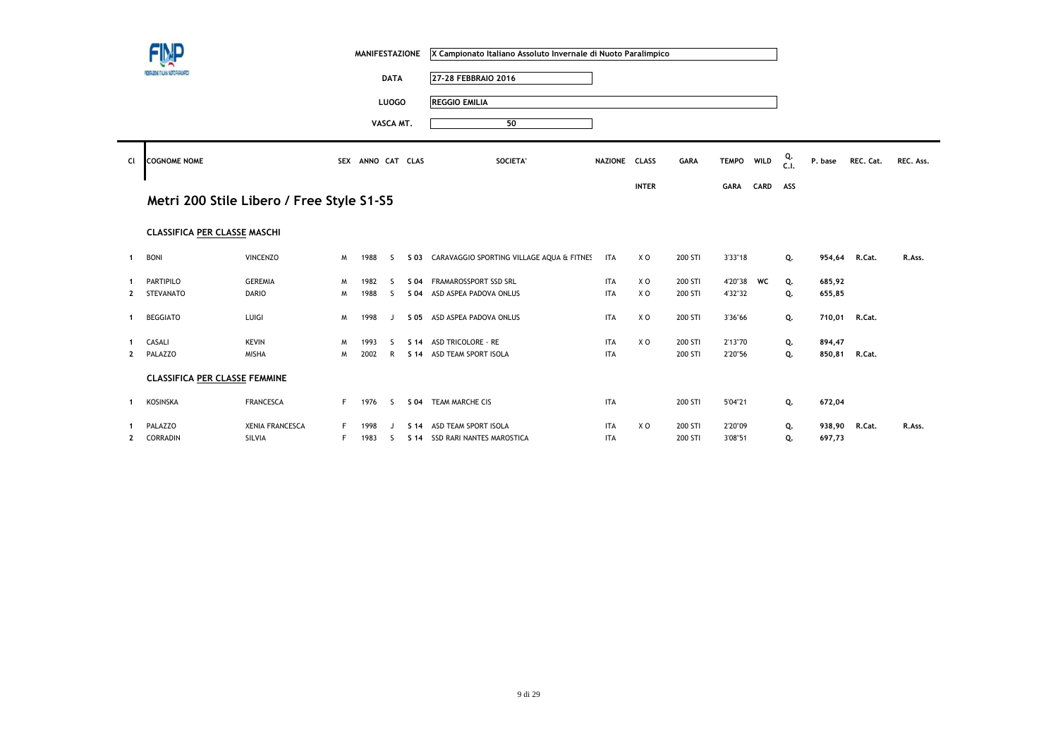| | |
|---|---|
| MANIFESTAZIONE | X Campionato Italiano Assoluto Invernale di Nuoto Paralimpico |
| DATA | 27-28 FEBBRAIO 2016 |
| LUOGO | REGGIO EMILIA |
| VASCA MT. | 50 |

## Metri 200 Stile Libero / Free Style S1-S5

### CLASSIFICA PER CLASSE MASCHI

| Cl | COGNOME NOME | | SEX | ANNO | CAT | CLAS | SOCIETA' | NAZIONE | CLASS INTER | GARA | TEMPO GARA | WILD CARD | Q. C.I. ASS | P. base | REC. Cat. | REC. Ass. |
|---|---|---|---|---|---|---|---|---|---|---|---|---|---|---|---|---|
| 1 | BONI | VINCENZO | M | 1988 | S | S 03 | CARAVAGGIO SPORTING VILLAGE AQUA & FITNES | ITA | X O | 200 STI | 3'33"18 | | Q. | 954,64 | R.Cat. | R.Ass. |
| 1 | PARTIPILO | GEREMIA | M | 1982 | S | S 04 | FRAMAROSSPORT SSD SRL | ITA | X O | 200 STI | 4'20"38 | WC | Q. | 685,92 | | |
| 2 | STEVANATO | DARIO | M | 1988 | S | S 04 | ASD ASPEA PADOVA ONLUS | ITA | X O | 200 STI | 4'32"32 | | Q. | 655,85 | | |
| 1 | BEGGIATO | LUIGI | M | 1998 | J | S 05 | ASD ASPEA PADOVA ONLUS | ITA | X O | 200 STI | 3'36"66 | | Q. | 710,01 | R.Cat. | |
| 1 | CASALI | KEVIN | M | 1993 | S | S 14 | ASD TRICOLORE - RE | ITA | X O | 200 STI | 2'13"70 | | Q. | 894,47 | | |
| 2 | PALAZZO | MISHA | M | 2002 | R | S 14 | ASD TEAM SPORT ISOLA | ITA | | 200 STI | 2'20"56 | | Q. | 850,81 | R.Cat. | |

### CLASSIFICA PER CLASSE FEMMINE

| Cl | COGNOME NOME | | SEX | ANNO | CAT | CLAS | SOCIETA' | NAZIONE | CLASS INTER | GARA | TEMPO GARA | WILD CARD | Q. C.I. ASS | P. base | REC. Cat. | REC. Ass. |
|---|---|---|---|---|---|---|---|---|---|---|---|---|---|---|---|---|
| 1 | KOSINSKA | FRANCESCA | F | 1976 | S | S 04 | TEAM MARCHE CIS | ITA | | 200 STI | 5'04"21 | | Q. | 672,04 | | |
| 1 | PALAZZO | XENIA FRANCESCA | F | 1998 | J | S 14 | ASD TEAM SPORT ISOLA | ITA | X O | 200 STI | 2'20"09 | | Q. | 938,90 | R.Cat. | R.Ass. |
| 2 | CORRADIN | SILVIA | F | 1983 | S | S 14 | SSD RARI NANTES MAROSTICA | ITA | | 200 STI | 3'08"51 | | Q. | 697,73 | | |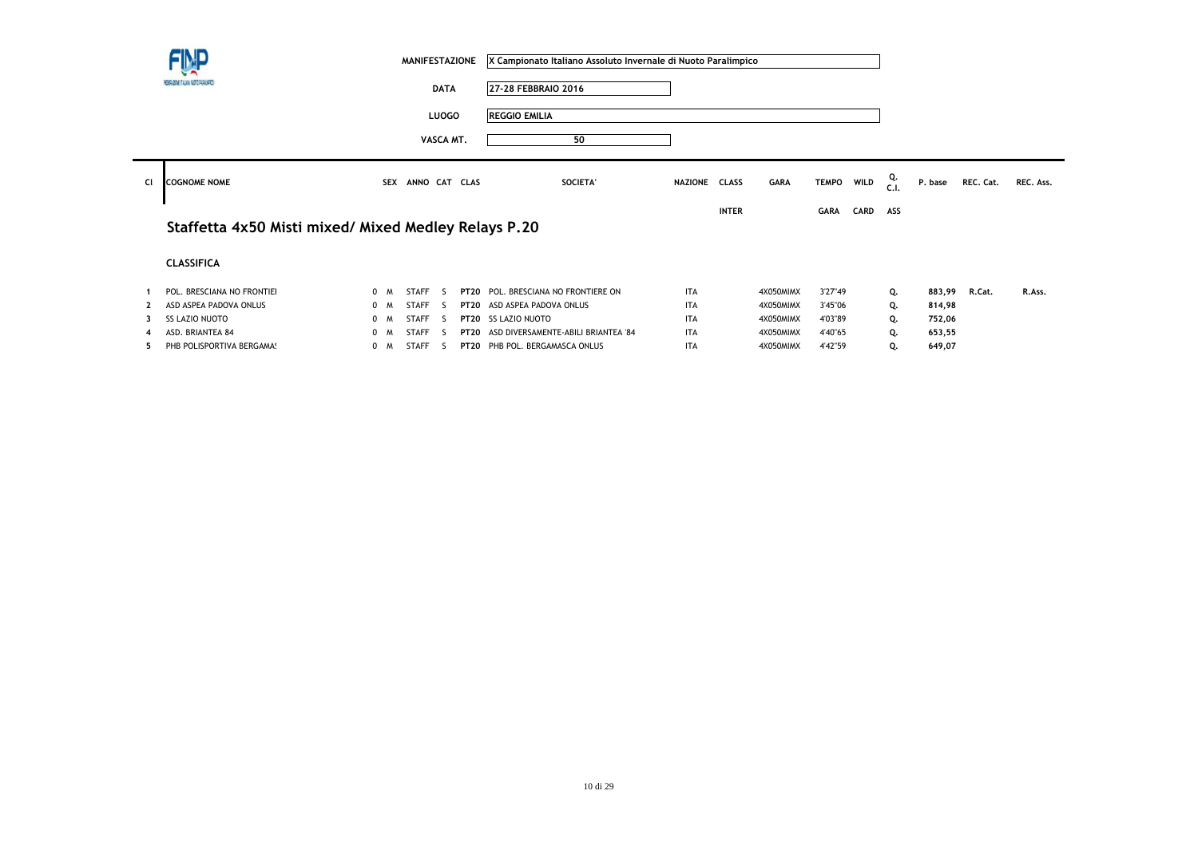FINP

FEDERAZIONE ITALIANA NUOTO PARALIMPICO

| | |
|---|---|
| MANIFESTAZIONE | X Campionato Italiano Assoluto Invernale di Nuoto Paralimpico |
| DATA | 27-28 FEBBRAIO 2016 |
| LUOGO | REGGIO EMILIA |
| VASCA MT. | 50 |

## Staffetta 4x50 Misti mixed/ Mixed Medley Relays P.20

### CLASSIFICA

| Cl | COGNOME NOME | SEX | ANNO | CAT | CLAS | SOCIETA' | NAZIONE | CLASS INTER | GARA | TEMPO GARA | WILD CARD | Q. C.I. ASS | P. base | REC. Cat. | REC. Ass. |
|---|---|---|---|---|---|---|---|---|---|---|---|---|---|---|---|
| 1 | POL. BRESCIANA NO FRONTIEI | 0 | M | STAFF | S | PT20 POL. BRESCIANA NO FRONTIERE ON | ITA | | 4X050MIMX | 3'27"49 | | Q. | 883,99 | R.Cat. | R.Ass. |
| 2 | ASD ASPEA PADOVA ONLUS | 0 | M | STAFF | S | PT20 ASD ASPEA PADOVA ONLUS | ITA | | 4X050MIMX | 3'45"06 | | Q. | 814,98 | | |
| 3 | SS LAZIO NUOTO | 0 | M | STAFF | S | PT20 SS LAZIO NUOTO | ITA | | 4X050MIMX | 4'03"89 | | Q. | 752,06 | | |
| 4 | ASD. BRIANTEA 84 | 0 | M | STAFF | S | PT20 ASD DIVERSAMENTE-ABILI BRIANTEA '84 | ITA | | 4X050MIMX | 4'40"65 | | Q. | 653,55 | | |
| 5 | PHB POLISPORTIVA BERGAMA! | 0 | M | STAFF | S | PT20 PHB POL. BERGAMASCA ONLUS | ITA | | 4X050MIMX | 4'42"59 | | Q. | 649,07 | | |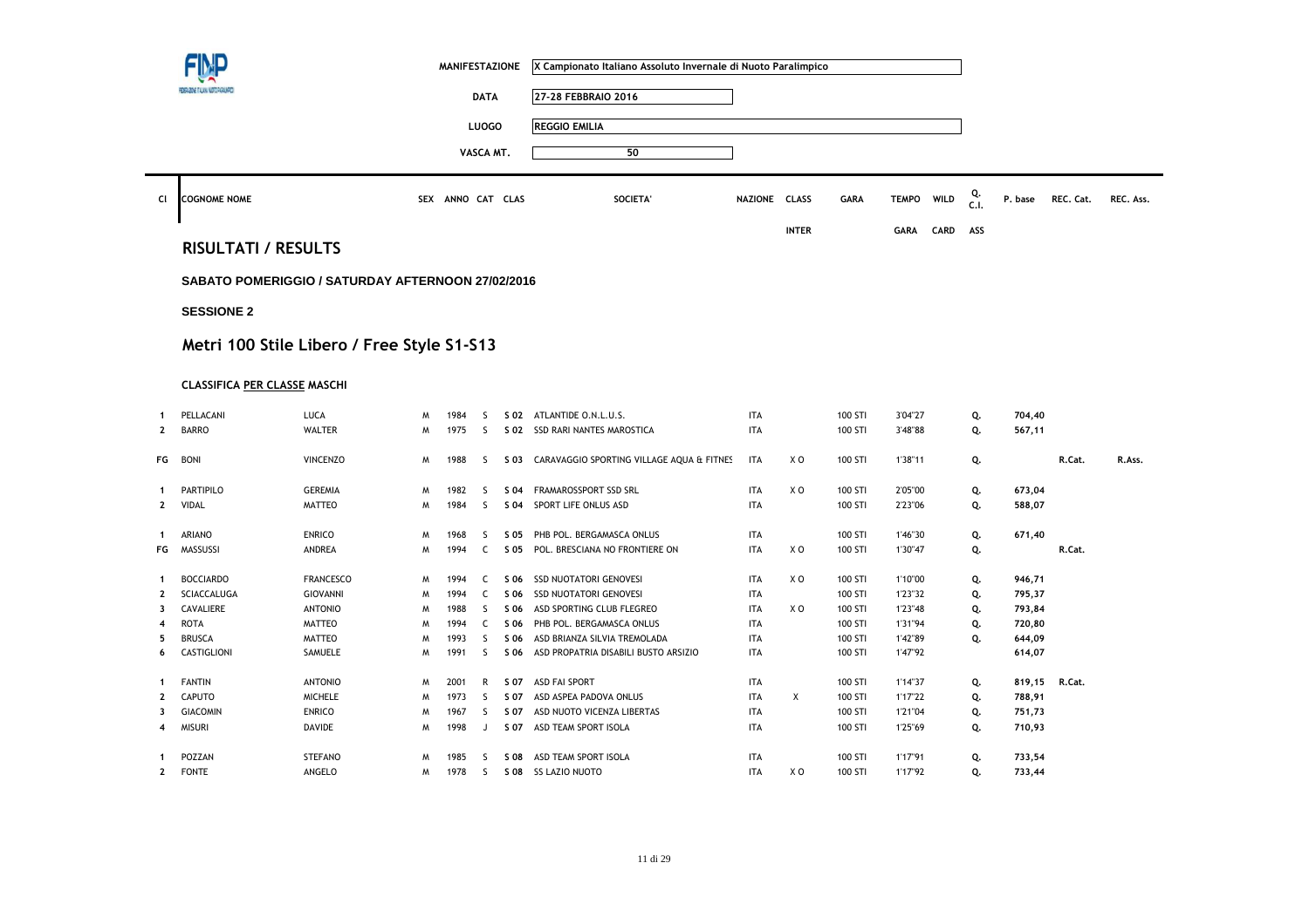| MANIFESTAZIONE | X Campionato Italiano Assoluto Invernale di Nuoto Paralimpico |
|---|---|
| DATA | 27-28 FEBBRAIO 2016 |
| LUOGO | REGGIO EMILIA |
| VASCA MT. | 50 |

## RISULTATI / RESULTS

**SABATO POMERIGGIO / SATURDAY AFTERNOON 27/02/2016**

**SESSIONE 2**

## Metri 100 Stile Libero / Free Style S1-S13

**CLASSIFICA PER CLASSE MASCHI**

| Cl | COGNOME NOME | | SEX | ANNO | CAT | CLAS | SOCIETA' | NAZIONE | CLASS INTER | GARA | TEMPO GARA | WILD CARD | Q. C.I. ASS | P. base | REC. Cat. | REC. Ass. |
|---|---|---|---|---|---|---|---|---|---|---|---|---|---|---|---|---|
| 1 | PELLACANI | LUCA | M | 1984 | S | S 02 | ATLANTIDE O.N.L.U.S. | ITA | | 100 STI | 3'04"27 | | Q. | 704,40 | | |
| 2 | BARRO | WALTER | M | 1975 | S | S 02 | SSD RARI NANTES MAROSTICA | ITA | | 100 STI | 3'48"88 | | Q. | 567,11 | | |
| FG | BONI | VINCENZO | M | 1988 | S | S 03 | CARAVAGGIO SPORTING VILLAGE AQUA & FITNES | ITA | X O | 100 STI | 1'38"11 | | Q. | | R.Cat. | R.Ass. |
| 1 | PARTIPILO | GEREMIA | M | 1982 | S | S 04 | FRAMAROSSPORT SSD SRL | ITA | X O | 100 STI | 2'05"00 | | Q. | 673,04 | | |
| 2 | VIDAL | MATTEO | M | 1984 | S | S 04 | SPORT LIFE ONLUS ASD | ITA | | 100 STI | 2'23"06 | | Q. | 588,07 | | |
| 1 | ARIANO | ENRICO | M | 1968 | S | S 05 | PHB POL. BERGAMASCA ONLUS | ITA | | 100 STI | 1'46"30 | | Q. | 671,40 | | |
| FG | MASSUSSI | ANDREA | M | 1994 | C | S 05 | POL. BRESCIANA NO FRONTIERE ON | ITA | X O | 100 STI | 1'30"47 | | Q. | | R.Cat. | |
| 1 | BOCCIARDO | FRANCESCO | M | 1994 | C | S 06 | SSD NUOTATORI GENOVESI | ITA | X O | 100 STI | 1'10"00 | | Q. | 946,71 | | |
| 2 | SCIACCALUGA | GIOVANNI | M | 1994 | C | S 06 | SSD NUOTATORI GENOVESI | ITA | | 100 STI | 1'23"32 | | Q. | 795,37 | | |
| 3 | CAVALIERE | ANTONIO | M | 1988 | S | S 06 | ASD SPORTING CLUB FLEGREO | ITA | X O | 100 STI | 1'23"48 | | Q. | 793,84 | | |
| 4 | ROTA | MATTEO | M | 1994 | C | S 06 | PHB POL. BERGAMASCA ONLUS | ITA | | 100 STI | 1'31"94 | | Q. | 720,80 | | |
| 5 | BRUSCA | MATTEO | M | 1993 | S | S 06 | ASD BRIANZA SILVIA TREMOLADA | ITA | | 100 STI | 1'42"89 | | Q. | 644,09 | | |
| 6 | CASTIGLIONI | SAMUELE | M | 1991 | S | S 06 | ASD PROPATRIA DISABILI BUSTO ARSIZIO | ITA | | 100 STI | 1'47"92 | | | 614,07 | | |
| 1 | FANTIN | ANTONIO | M | 2001 | R | S 07 | ASD FAI SPORT | ITA | | 100 STI | 1'14"37 | | Q. | 819,15 | R.Cat. | |
| 2 | CAPUTO | MICHELE | M | 1973 | S | S 07 | ASD ASPEA PADOVA ONLUS | ITA | X | 100 STI | 1'17"22 | | Q. | 788,91 | | |
| 3 | GIACOMIN | ENRICO | M | 1967 | S | S 07 | ASD NUOTO VICENZA LIBERTAS | ITA | | 100 STI | 1'21"04 | | Q. | 751,73 | | |
| 4 | MISURI | DAVIDE | M | 1998 | J | S 07 | ASD TEAM SPORT ISOLA | ITA | | 100 STI | 1'25"69 | | Q. | 710,93 | | |
| 1 | POZZAN | STEFANO | M | 1985 | S | S 08 | ASD TEAM SPORT ISOLA | ITA | | 100 STI | 1'17"91 | | Q. | 733,54 | | |
| 2 | FONTE | ANGELO | M | 1978 | S | S 08 | SS LAZIO NUOTO | ITA | X O | 100 STI | 1'17"92 | | Q. | 733,44 | | |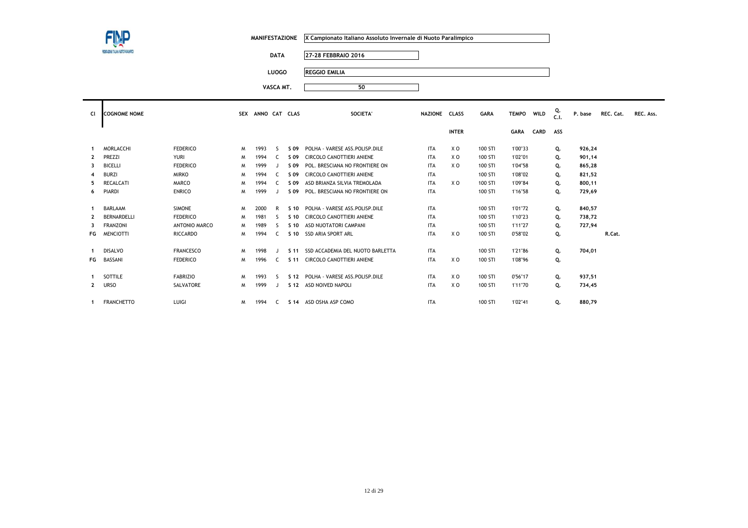| MANIFESTAZIONE | X Campionato Italiano Assoluto Invernale di Nuoto Paralimpico |
|---|---|
| DATA | 27-28 FEBBRAIO 2016 |
| LUOGO | REGGIO EMILIA |
| VASCA MT. | 50 |

| Cl | COGNOME NOME | | SEX | ANNO | CAT | CLAS | SOCIETA' | NAZIONE | CLASS INTER | GARA | TEMPO GARA | WILD CARD | Q. C.I. ASS | P. base | REC. Cat. | REC. Ass. |
|---|---|---|---|---|---|---|---|---|---|---|---|---|---|---|---|---|
| 1 | MORLACCHI | FEDERICO | M | 1993 | S | S 09 | POLHA - VARESE ASS.POLISP.DILE | ITA | X O | 100 STI | 1'00"33 | | Q. | 926,24 | | |
| 2 | PREZZI | YURI | M | 1994 | C | S 09 | CIRCOLO CANOTTIERI ANIENE | ITA | X O | 100 STI | 1'02"01 | | Q. | 901,14 | | |
| 3 | BICELLI | FEDERICO | M | 1999 | J | S 09 | POL. BRESCIANA NO FRONTIERE ON | ITA | X O | 100 STI | 1'04"58 | | Q. | 865,28 | | |
| 4 | BURZI | MIRKO | M | 1994 | C | S 09 | CIRCOLO CANOTTIERI ANIENE | ITA | | 100 STI | 1'08"02 | | Q. | 821,52 | | |
| 5 | RECALCATI | MARCO | M | 1994 | C | S 09 | ASD BRIANZA SILVIA TREMOLADA | ITA | X O | 100 STI | 1'09"84 | | Q. | 800,11 | | |
| 6 | PIARDI | ENRICO | M | 1999 | J | S 09 | POL. BRESCIANA NO FRONTIERE ON | ITA | | 100 STI | 1'16"58 | | Q. | 729,69 | | |
| 1 | BARLAAM | SIMONE | M | 2000 | R | S 10 | POLHA - VARESE ASS.POLISP.DILE | ITA | | 100 STI | 1'01"72 | | Q. | 840,57 | | |
| 2 | BERNARDELLI | FEDERICO | M | 1981 | S | S 10 | CIRCOLO CANOTTIERI ANIENE | ITA | | 100 STI | 1'10"23 | | Q. | 738,72 | | |
| 3 | FRANZONI | ANTONIO MARCO | M | 1989 | S | S 10 | ASD NUOTATORI CAMPANI | ITA | | 100 STI | 1'11"27 | | Q. | 727,94 | | |
| FG | MENCIOTTI | RICCARDO | M | 1994 | C | S 10 | SSD ARIA SPORT ARL | ITA | X O | 100 STI | 0'58"02 | | Q. | | R.Cat. | |
| 1 | DISALVO | FRANCESCO | M | 1998 | J | S 11 | SSD ACCADEMIA DEL NUOTO BARLETTA | ITA | | 100 STI | 1'21"86 | | Q. | 704,01 | | |
| FG | BASSANI | FEDERICO | M | 1996 | C | S 11 | CIRCOLO CANOTTIERI ANIENE | ITA | X O | 100 STI | 1'08"96 | | Q. | | | |
| 1 | SOTTILE | FABRIZIO | M | 1993 | S | S 12 | POLHA - VARESE ASS.POLISP.DILE | ITA | X O | 100 STI | 0'56"17 | | Q. | 937,51 | | |
| 2 | URSO | SALVATORE | M | 1999 | J | S 12 | ASD NOIVED NAPOLI | ITA | X O | 100 STI | 1'11"70 | | Q. | 734,45 | | |
| 1 | FRANCHETTO | LUIGI | M | 1994 | C | S 14 | ASD OSHA ASP COMO | ITA | | 100 STI | 1'02"41 | | Q. | 880,79 | | |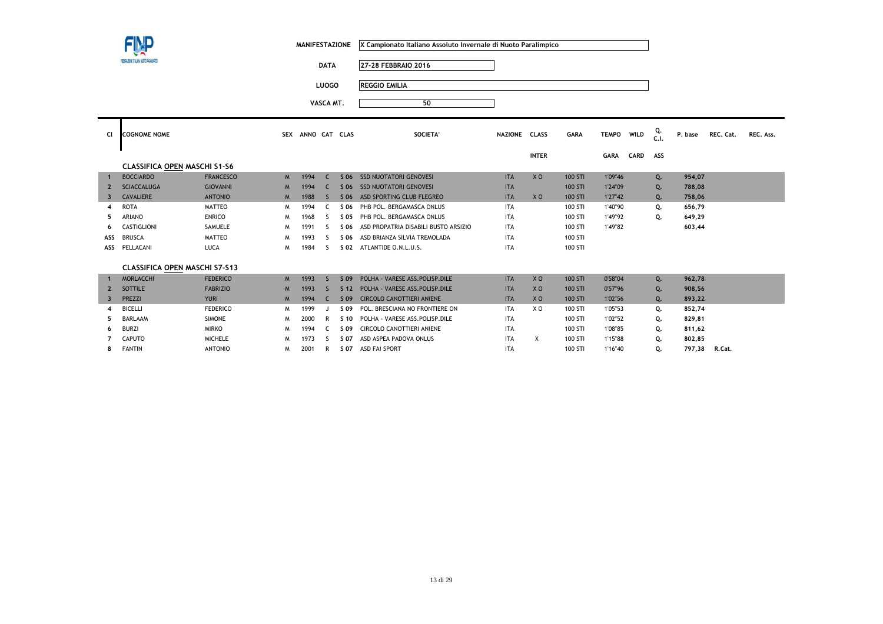| | |
|---|---|
| **MANIFESTAZIONE** | X Campionato Italiano Assoluto Invernale di Nuoto Paralimpico |
| **DATA** | 27-28 FEBBRAIO 2016 |
| **LUOGO** | REGGIO EMILIA |
| **VASCA MT.** | 50 |

| Cl | COGNOME NOME | | SEX | ANNO | CAT | CLAS | SOCIETA' | NAZIONE | CLASS INTER | GARA | TEMPO GARA | WILD CARD | Q. C.I. ASS | P. base | REC. Cat. | REC. Ass. |
|---|---|---|---|---|---|---|---|---|---|---|---|---|---|---|---|---|
| **CLASSIFICA OPEN MASCHI S1-S6** | | | | | | | | | | | | | | | | |
| 1 | BOCCIARDO | FRANCESCO | M | 1994 | C | S 06 | SSD NUOTATORI GENOVESI | ITA | X O | 100 STI | 1'09"46 | | Q. | 954,07 | | |
| 2 | SCIACCALUGA | GIOVANNI | M | 1994 | C | S 06 | SSD NUOTATORI GENOVESI | ITA | | 100 STI | 1'24"09 | | Q. | 788,08 | | |
| 3 | CAVALIERE | ANTONIO | M | 1988 | S | S 06 | ASD SPORTING CLUB FLEGREO | ITA | X O | 100 STI | 1'27"42 | | Q. | 758,06 | | |
| 4 | ROTA | MATTEO | M | 1994 | C | S 06 | PHB POL. BERGAMASCA ONLUS | ITA | | 100 STI | 1'40"90 | | Q. | 656,79 | | |
| 5 | ARIANO | ENRICO | M | 1968 | S | S 05 | PHB POL. BERGAMASCA ONLUS | ITA | | 100 STI | 1'49"92 | | Q. | 649,29 | | |
| 6 | CASTIGLIONI | SAMUELE | M | 1991 | S | S 06 | ASD PROPATRIA DISABILI BUSTO ARSIZIO | ITA | | 100 STI | 1'49"82 | | | 603,44 | | |
| ASS | BRUSCA | MATTEO | M | 1993 | S | S 06 | ASD BRIANZA SILVIA TREMOLADA | ITA | | 100 STI | | | | | | |
| ASS | PELLACANI | LUCA | M | 1984 | S | S 02 | ATLANTIDE O.N.L.U.S. | ITA | | 100 STI | | | | | | |
| **CLASSIFICA OPEN MASCHI S7-S13** | | | | | | | | | | | | | | | | |
| 1 | MORLACCHI | FEDERICO | M | 1993 | S | S 09 | POLHA - VARESE ASS.POLISP.DILE | ITA | X O | 100 STI | 0'58"04 | | Q. | 962,78 | | |
| 2 | SOTTILE | FABRIZIO | M | 1993 | S | S 12 | POLHA - VARESE ASS.POLISP.DILE | ITA | X O | 100 STI | 0'57"96 | | Q. | 908,56 | | |
| 3 | PREZZI | YURI | M | 1994 | C | S 09 | CIRCOLO CANOTTIERI ANIENE | ITA | X O | 100 STI | 1'02"56 | | Q. | 893,22 | | |
| 4 | BICELLI | FEDERICO | M | 1999 | J | S 09 | POL. BRESCIANA NO FRONTIERE ON | ITA | X O | 100 STI | 1'05"53 | | Q. | 852,74 | | |
| 5 | BARLAAM | SIMONE | M | 2000 | R | S 10 | POLHA - VARESE ASS.POLISP.DILE | ITA | | 100 STI | 1'02"52 | | Q. | 829,81 | | |
| 6 | BURZI | MIRKO | M | 1994 | C | S 09 | CIRCOLO CANOTTIERI ANIENE | ITA | | 100 STI | 1'08"85 | | Q. | 811,62 | | |
| 7 | CAPUTO | MICHELE | M | 1973 | S | S 07 | ASD ASPEA PADOVA ONLUS | ITA | X | 100 STI | 1'15"88 | | Q. | 802,85 | | |
| 8 | FANTIN | ANTONIO | M | 2001 | R | S 07 | ASD FAI SPORT | ITA | | 100 STI | 1'16"40 | | Q. | 797,38 | R.Cat. | |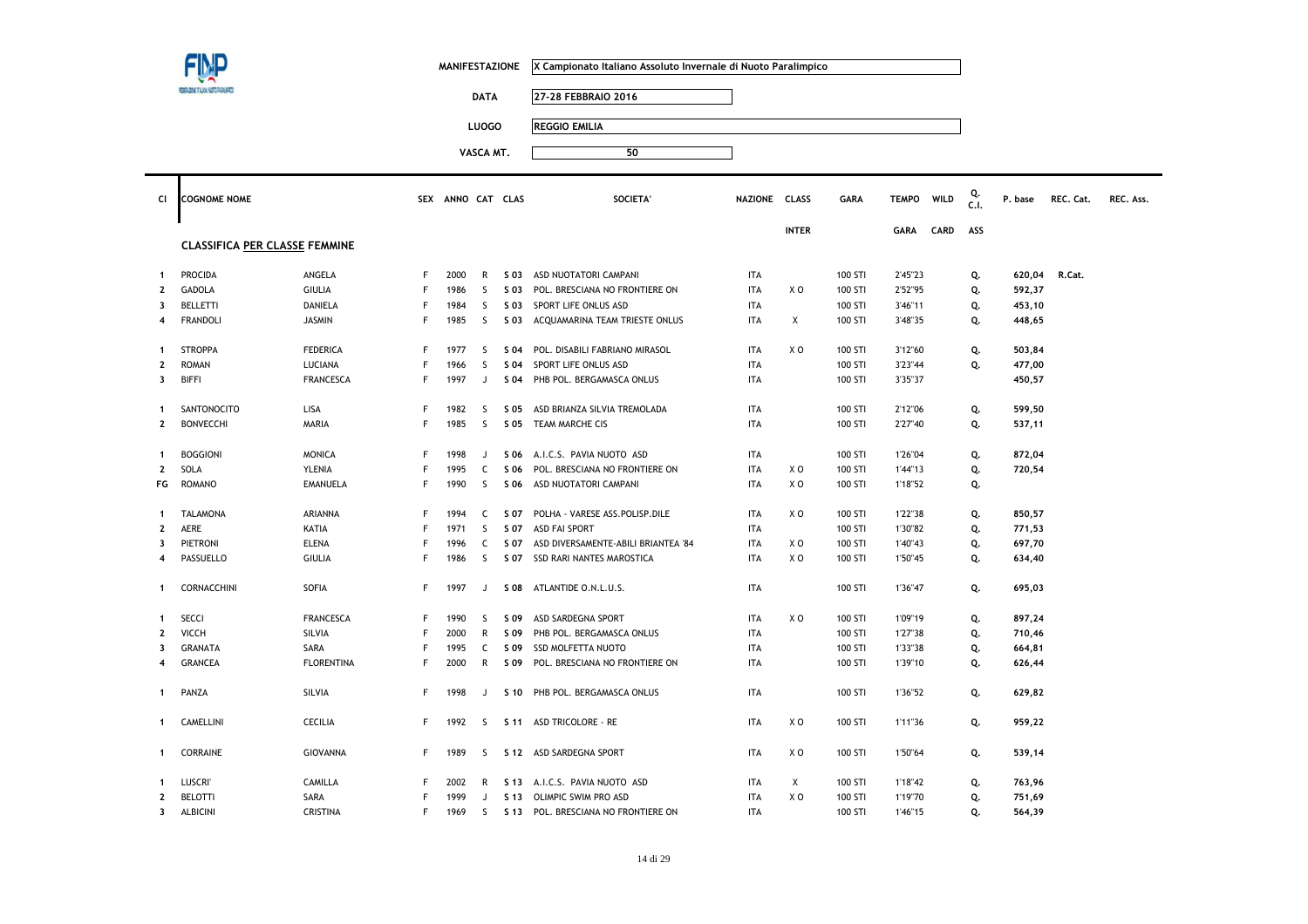| | |
|---|---|
| MANIFESTAZIONE | X Campionato Italiano Assoluto Invernale di Nuoto Paralimpico |
| DATA | 27-28 FEBBRAIO 2016 |
| LUOGO | REGGIO EMILIA |
| VASCA MT. | 50 |

## CLASSIFICA PER CLASSE FEMMINE

| Cl | COGNOME NOME | | SEX | ANNO | CAT | CLAS | SOCIETA' | NAZIONE | CLASS INTER | GARA | TEMPO GARA | WILD CARD | Q. C.I. ASS | P. base | REC. Cat. | REC. Ass. |
|---|---|---|---|---|---|---|---|---|---|---|---|---|---|---|---|---|
| 1 | PROCIDA | ANGELA | F | 2000 | R | S 03 | ASD NUOTATORI CAMPANI | ITA | | 100 STI | 2'45"23 | | Q. | 620,04 | R.Cat. | |
| 2 | GADOLA | GIULIA | F | 1986 | S | S 03 | POL. BRESCIANA NO FRONTIERE ON | ITA | X O | 100 STI | 2'52"95 | | Q. | 592,37 | | |
| 3 | BELLETTI | DANIELA | F | 1984 | S | S 03 | SPORT LIFE ONLUS ASD | ITA | | 100 STI | 3'46"11 | | Q. | 453,10 | | |
| 4 | FRANDOLI | JASMIN | F | 1985 | S | S 03 | ACQUAMARINA TEAM TRIESTE ONLUS | ITA | X | 100 STI | 3'48"35 | | Q. | 448,65 | | |
| 1 | STROPPA | FEDERICA | F | 1977 | S | S 04 | POL. DISABILI FABRIANO MIRASOL | ITA | X O | 100 STI | 3'12"60 | | Q. | 503,84 | | |
| 2 | ROMAN | LUCIANA | F | 1966 | S | S 04 | SPORT LIFE ONLUS ASD | ITA | | 100 STI | 3'23"44 | | Q. | 477,00 | | |
| 3 | BIFFI | FRANCESCA | F | 1997 | J | S 04 | PHB POL. BERGAMASCA ONLUS | ITA | | 100 STI | 3'35"37 | | | 450,57 | | |
| 1 | SANTONOCITO | LISA | F | 1982 | S | S 05 | ASD BRIANZA SILVIA TREMOLADA | ITA | | 100 STI | 2'12"06 | | Q. | 599,50 | | |
| 2 | BONVECCHI | MARIA | F | 1985 | S | S 05 | TEAM MARCHE CIS | ITA | | 100 STI | 2'27"40 | | Q. | 537,11 | | |
| 1 | BOGGIONI | MONICA | F | 1998 | J | S 06 | A.I.C.S. PAVIA NUOTO ASD | ITA | | 100 STI | 1'26"04 | | Q. | 872,04 | | |
| 2 | SOLA | YLENIA | F | 1995 | C | S 06 | POL. BRESCIANA NO FRONTIERE ON | ITA | X O | 100 STI | 1'44"13 | | Q. | 720,54 | | |
| FG | ROMANO | EMANUELA | F | 1990 | S | S 06 | ASD NUOTATORI CAMPANI | ITA | X O | 100 STI | 1'18"52 | | Q. | | | |
| 1 | TALAMONA | ARIANNA | F | 1994 | C | S 07 | POLHA - VARESE ASS.POLISP.DILE | ITA | X O | 100 STI | 1'22"38 | | Q. | 850,57 | | |
| 2 | AERE | KATIA | F | 1971 | S | S 07 | ASD FAI SPORT | ITA | | 100 STI | 1'30"82 | | Q. | 771,53 | | |
| 3 | PIETRONI | ELENA | F | 1996 | C | S 07 | ASD DIVERSAMENTE-ABILI BRIANTEA '84 | ITA | X O | 100 STI | 1'40"43 | | Q. | 697,70 | | |
| 4 | PASSUELLO | GIULIA | F | 1986 | S | S 07 | SSD RARI NANTES MAROSTICA | ITA | X O | 100 STI | 1'50"45 | | Q. | 634,40 | | |
| 1 | CORNACCHINI | SOFIA | F | 1997 | J | S 08 | ATLANTIDE O.N.L.U.S. | ITA | | 100 STI | 1'36"47 | | Q. | 695,03 | | |
| 1 | SECCI | FRANCESCA | F | 1990 | S | S 09 | ASD SARDEGNA SPORT | ITA | X O | 100 STI | 1'09"19 | | Q. | 897,24 | | |
| 2 | VICCH | SILVIA | F | 2000 | R | S 09 | PHB POL. BERGAMASCA ONLUS | ITA | | 100 STI | 1'27"38 | | Q. | 710,46 | | |
| 3 | GRANATA | SARA | F | 1995 | C | S 09 | SSD MOLFETTA NUOTO | ITA | | 100 STI | 1'33"38 | | Q. | 664,81 | | |
| 4 | GRANCEA | FLORENTINA | F | 2000 | R | S 09 | POL. BRESCIANA NO FRONTIERE ON | ITA | | 100 STI | 1'39"10 | | Q. | 626,44 | | |
| 1 | PANZA | SILVIA | F | 1998 | J | S 10 | PHB POL. BERGAMASCA ONLUS | ITA | | 100 STI | 1'36"52 | | Q. | 629,82 | | |
| 1 | CAMELLINI | CECILIA | F | 1992 | S | S 11 | ASD TRICOLORE - RE | ITA | X O | 100 STI | 1'11"36 | | Q. | 959,22 | | |
| 1 | CORRAINE | GIOVANNA | F | 1989 | S | S 12 | ASD SARDEGNA SPORT | ITA | X O | 100 STI | 1'50"64 | | Q. | 539,14 | | |
| 1 | LUSCRI' | CAMILLA | F | 2002 | R | S 13 | A.I.C.S. PAVIA NUOTO ASD | ITA | X | 100 STI | 1'18"42 | | Q. | 763,96 | | |
| 2 | BELOTTI | SARA | F | 1999 | J | S 13 | OLIMPIC SWIM PRO ASD | ITA | X O | 100 STI | 1'19"70 | | Q. | 751,69 | | |
| 3 | ALBICINI | CRISTINA | F | 1969 | S | S 13 | POL. BRESCIANA NO FRONTIERE ON | ITA | | 100 STI | 1'46"15 | | Q. | 564,39 | | |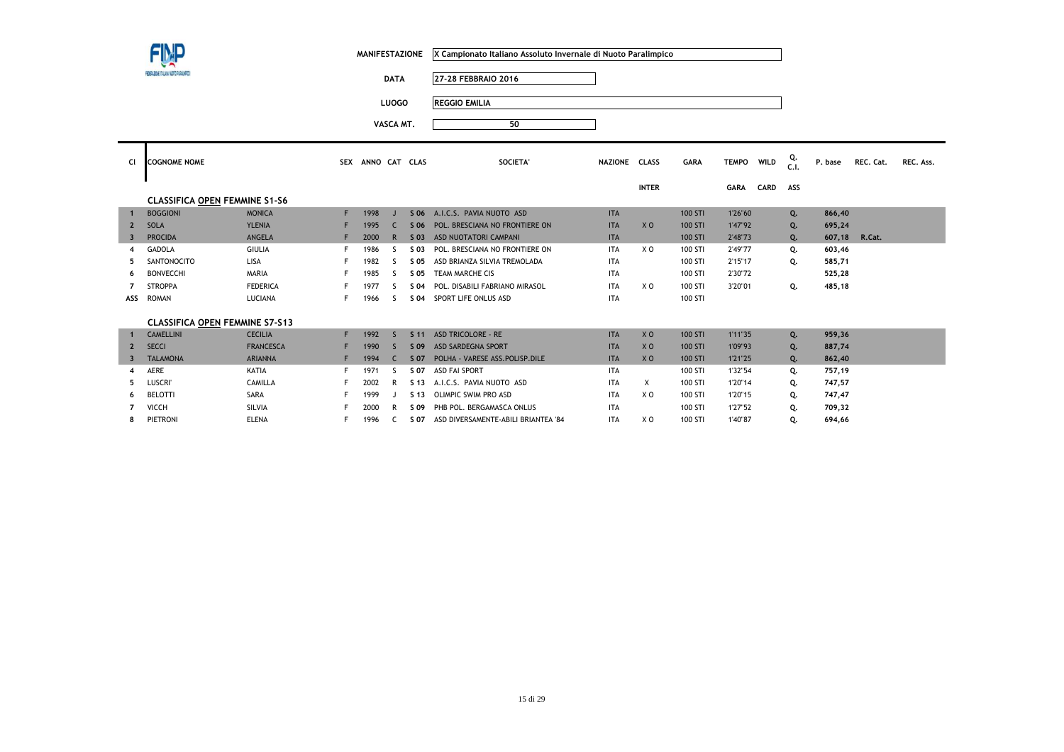FEDERAZIONE ITALIANA NUOTO PARALIMPICO

| | |
|---|---|
| MANIFESTAZIONE | X Campionato Italiano Assoluto Invernale di Nuoto Paralimpico |
| DATA | 27-28 FEBBRAIO 2016 |
| LUOGO | REGGIO EMILIA |
| VASCA MT. | 50 |

| Cl | COGNOME NOME | | SEX | ANNO | CAT | CLAS | SOCIETA' | NAZIONE | CLASS INTER | GARA | TEMPO GARA | WILD CARD | Q. C.I. ASS | P. base | REC. Cat. | REC. Ass. |
|---|---|---|---|---|---|---|---|---|---|---|---|---|---|---|---|---|
| | **CLASSIFICA OPEN FEMMINE S1-S6** | | | | | | | | | | | | | | | |
| 1 | BOGGIONI | MONICA | F | 1998 | J | S 06 | A.I.C.S. PAVIA NUOTO ASD | ITA | | 100 STI | 1'26"60 | | Q. | 866,40 | | |
| 2 | SOLA | YLENIA | F | 1995 | C | S 06 | POL. BRESCIANA NO FRONTIERE ON | ITA | X O | 100 STI | 1'47"92 | | Q. | 695,24 | | |
| 3 | PROCIDA | ANGELA | F | 2000 | R | S 03 | ASD NUOTATORI CAMPANI | ITA | | 100 STI | 2'48"73 | | Q. | 607,18 | R.Cat. | |
| 4 | GADOLA | GIULIA | F | 1986 | S | S 03 | POL. BRESCIANA NO FRONTIERE ON | ITA | X O | 100 STI | 2'49"77 | | Q. | 603,46 | | |
| 5 | SANTONOCITO | LISA | F | 1982 | S | S 05 | ASD BRIANZA SILVIA TREMOLADA | ITA | | 100 STI | 2'15"17 | | Q. | 585,71 | | |
| 6 | BONVECCHI | MARIA | F | 1985 | S | S 05 | TEAM MARCHE CIS | ITA | | 100 STI | 2'30"72 | | | 525,28 | | |
| 7 | STROPPA | FEDERICA | F | 1977 | S | S 04 | POL. DISABILI FABRIANO MIRASOL | ITA | X O | 100 STI | 3'20"01 | | Q. | 485,18 | | |
| ASS | ROMAN | LUCIANA | F | 1966 | S | S 04 | SPORT LIFE ONLUS ASD | ITA | | 100 STI | | | | | | |
| | **CLASSIFICA OPEN FEMMINE S7-S13** | | | | | | | | | | | | | | | |
| 1 | CAMELLINI | CECILIA | F | 1992 | S | S 11 | ASD TRICOLORE - RE | ITA | X O | 100 STI | 1'11"35 | | Q. | 959,36 | | |
| 2 | SECCI | FRANCESCA | F | 1990 | S | S 09 | ASD SARDEGNA SPORT | ITA | X O | 100 STI | 1'09"93 | | Q. | 887,74 | | |
| 3 | TALAMONA | ARIANNA | F | 1994 | C | S 07 | POLHA - VARESE ASS.POLISP.DILE | ITA | X O | 100 STI | 1'21"25 | | Q. | 862,40 | | |
| 4 | AERE | KATIA | F | 1971 | S | S 07 | ASD FAI SPORT | ITA | | 100 STI | 1'32"54 | | Q. | 757,19 | | |
| 5 | LUSCRI' | CAMILLA | F | 2002 | R | S 13 | A.I.C.S. PAVIA NUOTO ASD | ITA | X | 100 STI | 1'20"14 | | Q. | 747,57 | | |
| 6 | BELOTTI | SARA | F | 1999 | J | S 13 | OLIMPIC SWIM PRO ASD | ITA | X O | 100 STI | 1'20"15 | | Q. | 747,47 | | |
| 7 | VICCH | SILVIA | F | 2000 | R | S 09 | PHB POL. BERGAMASCA ONLUS | ITA | | 100 STI | 1'27"52 | | Q. | 709,32 | | |
| 8 | PIETRONI | ELENA | F | 1996 | C | S 07 | ASD DIVERSAMENTE-ABILI BRIANTEA '84 | ITA | X O | 100 STI | 1'40"87 | | Q. | 694,66 | | |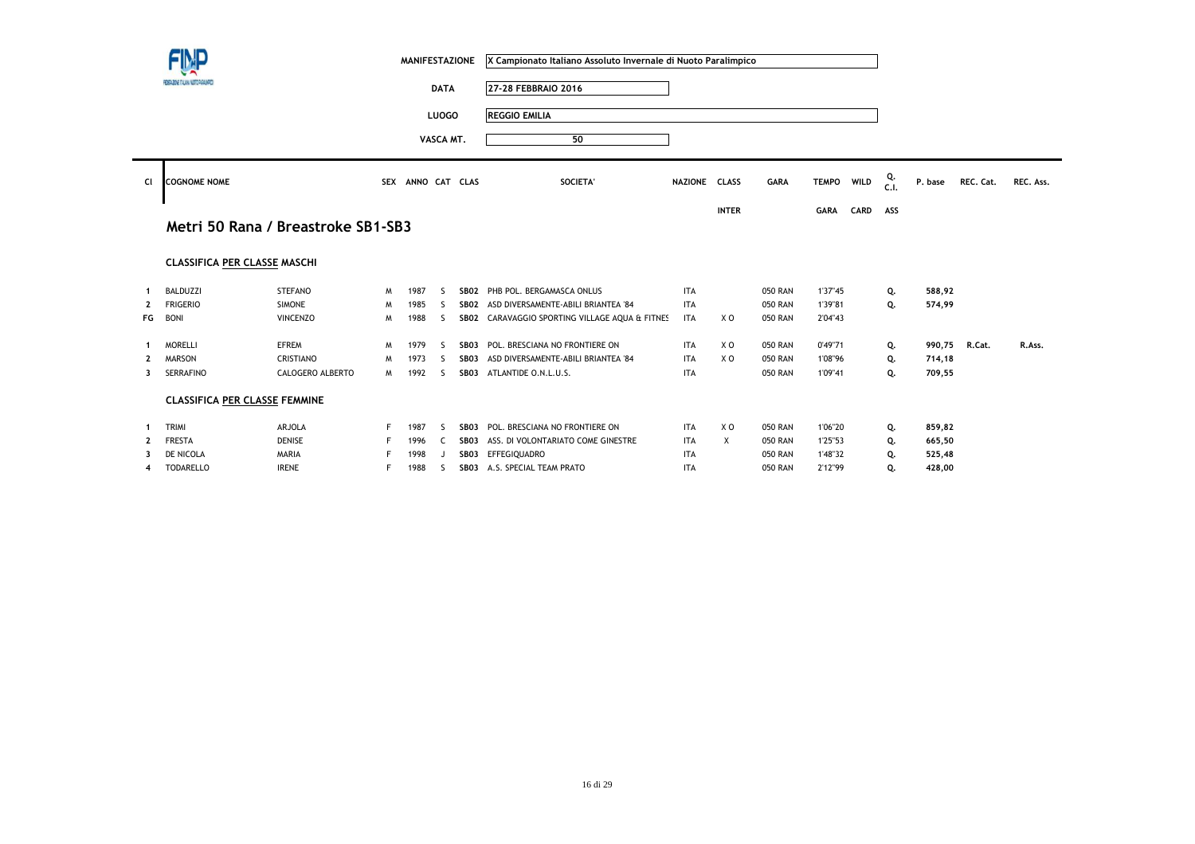| | |
|---|---|
| MANIFESTAZIONE | X Campionato Italiano Assoluto Invernale di Nuoto Paralimpico |
| DATA | 27-28 FEBBRAIO 2016 |
| LUOGO | REGGIO EMILIA |
| VASCA MT. | 50 |

## Metri 50 Rana / Breastroke SB1-SB3

### CLASSIFICA PER CLASSE MASCHI

| Cl | COGNOME NOME | | SEX | ANNO | CAT | CLAS | SOCIETA' | NAZIONE | CLASS INTER | GARA | TEMPO GARA | WILD CARD | Q. C.I. ASS | P. base | REC. Cat. | REC. Ass. |
|---|---|---|---|---|---|---|---|---|---|---|---|---|---|---|---|---|
| 1 | BALDUZZI | STEFANO | M | 1987 | S | SB02 | PHB POL. BERGAMASCA ONLUS | ITA | | 050 RAN | 1'37"45 | | Q. | 588,92 | | |
| 2 | FRIGERIO | SIMONE | M | 1985 | S | SB02 | ASD DIVERSAMENTE-ABILI BRIANTEA '84 | ITA | | 050 RAN | 1'39"81 | | Q. | 574,99 | | |
| FG | BONI | VINCENZO | M | 1988 | S | SB02 | CARAVAGGIO SPORTING VILLAGE AQUA & FITNES | ITA | X O | 050 RAN | 2'04"43 | | | | | |
| 1 | MORELLI | EFREM | M | 1979 | S | SB03 | POL. BRESCIANA NO FRONTIERE ON | ITA | X O | 050 RAN | 0'49"71 | | Q. | 990,75 | R.Cat. | R.Ass. |
| 2 | MARSON | CRISTIANO | M | 1973 | S | SB03 | ASD DIVERSAMENTE-ABILI BRIANTEA '84 | ITA | X O | 050 RAN | 1'08"96 | | Q. | 714,18 | | |
| 3 | SERRAFINO | CALOGERO ALBERTO | M | 1992 | S | SB03 | ATLANTIDE O.N.L.U.S. | ITA | | 050 RAN | 1'09"41 | | Q. | 709,55 | | |

### CLASSIFICA PER CLASSE FEMMINE

| Cl | COGNOME NOME | | SEX | ANNO | CAT | CLAS | SOCIETA' | NAZIONE | CLASS INTER | GARA | TEMPO GARA | WILD CARD | Q. C.I. ASS | P. base | REC. Cat. | REC. Ass. |
|---|---|---|---|---|---|---|---|---|---|---|---|---|---|---|---|---|
| 1 | TRIMI | ARJOLA | F | 1987 | S | SB03 | POL. BRESCIANA NO FRONTIERE ON | ITA | X O | 050 RAN | 1'06"20 | | Q. | 859,82 | | |
| 2 | FRESTA | DENISE | F | 1996 | C | SB03 | ASS. DI VOLONTARIATO COME GINESTRE | ITA | X | 050 RAN | 1'25"53 | | Q. | 665,50 | | |
| 3 | DE NICOLA | MARIA | F | 1998 | J | SB03 | EFFEGIQUADRO | ITA | | 050 RAN | 1'48"32 | | Q. | 525,48 | | |
| 4 | TODARELLO | IRENE | F | 1988 | S | SB03 | A.S. SPECIAL TEAM PRATO | ITA | | 050 RAN | 2'12"99 | | Q. | 428,00 | | |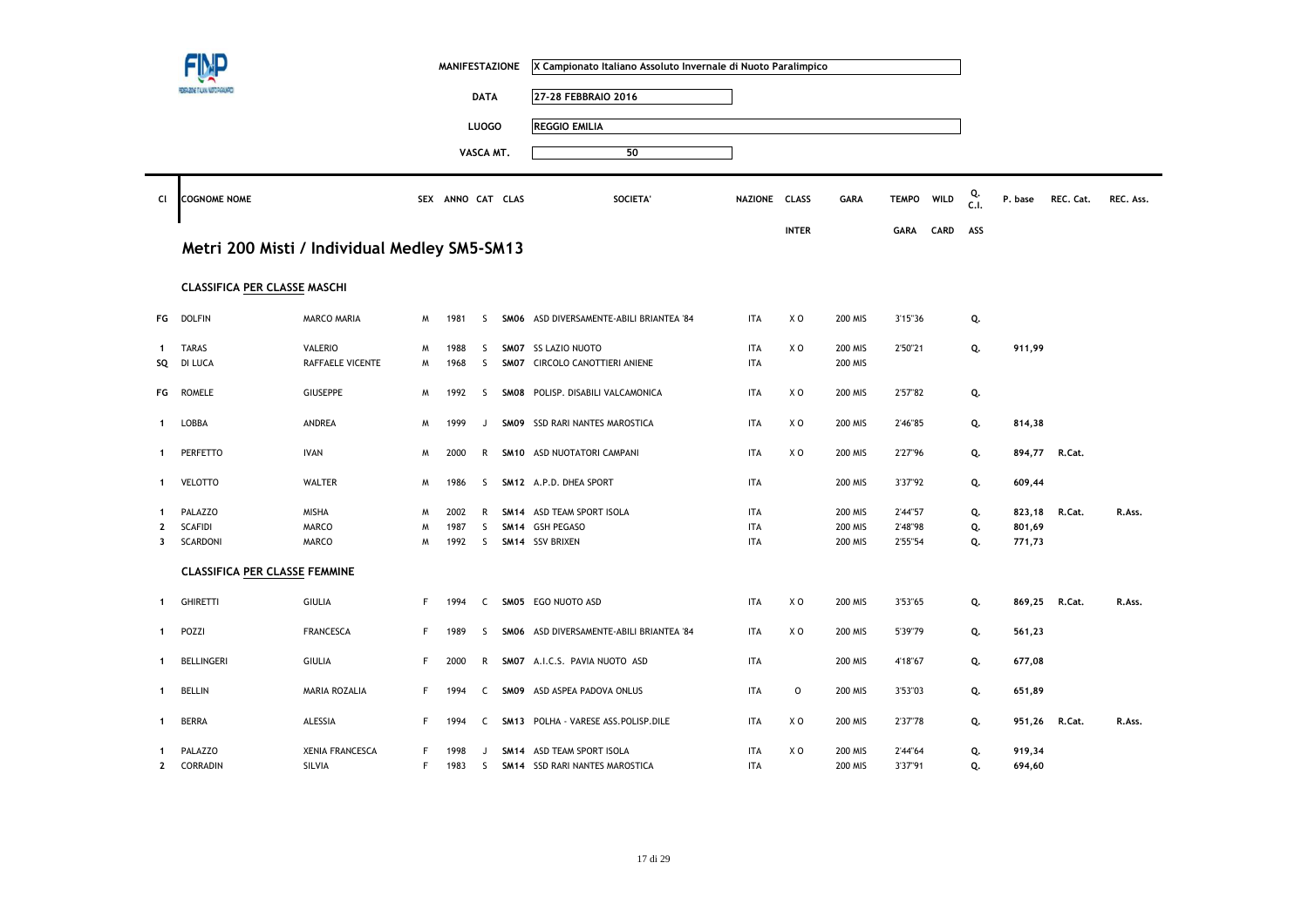| | |
|---|---|
| MANIFESTAZIONE | X Campionato Italiano Assoluto Invernale di Nuoto Paralimpico |
| DATA | 27-28 FEBBRAIO 2016 |
| LUOGO | REGGIO EMILIA |
| VASCA MT. | 50 |

## Metri 200 Misti / Individual Medley SM5-SM13

### CLASSIFICA PER CLASSE MASCHI

| Cl | COGNOME NOME | | SEX | ANNO | CAT | CLAS | SOCIETA' | NAZIONE | CLASS INTER | GARA | TEMPO GARA | WILD CARD | Q. C.I. ASS | P. base | REC. Cat. | REC. Ass. |
|---|---|---|---|---|---|---|---|---|---|---|---|---|---|---|---|---|
| FG | DOLFIN | MARCO MARIA | M | 1981 | S | SM06 | ASD DIVERSAMENTE-ABILI BRIANTEA '84 | ITA | X O | 200 MIS | 3'15"36 | | Q. | | | |
| 1 | TARAS | VALERIO | M | 1988 | S | SM07 | SS LAZIO NUOTO | ITA | X O | 200 MIS | 2'50"21 | | Q. | 911,99 | | |
| SQ | DI LUCA | RAFFAELE VICENTE | M | 1968 | S | SM07 | CIRCOLO CANOTTIERI ANIENE | ITA | | 200 MIS | | | | | | |
| FG | ROMELE | GIUSEPPE | M | 1992 | S | SM08 | POLISP. DISABILI VALCAMONICA | ITA | X O | 200 MIS | 2'57"82 | | Q. | | | |
| 1 | LOBBA | ANDREA | M | 1999 | J | SM09 | SSD RARI NANTES MAROSTICA | ITA | X O | 200 MIS | 2'46"85 | | Q. | 814,38 | | |
| 1 | PERFETTO | IVAN | M | 2000 | R | SM10 | ASD NUOTATORI CAMPANI | ITA | X O | 200 MIS | 2'27"96 | | Q. | 894,77 | R.Cat. | |
| 1 | VELOTTO | WALTER | M | 1986 | S | SM12 | A.P.D. DHEA SPORT | ITA | | 200 MIS | 3'37"92 | | Q. | 609,44 | | |
| 1 | PALAZZO | MISHA | M | 2002 | R | SM14 | ASD TEAM SPORT ISOLA | ITA | | 200 MIS | 2'44"57 | | Q. | 823,18 | R.Cat. | R.Ass. |
| 2 | SCAFIDI | MARCO | M | 1987 | S | SM14 | GSH PEGASO | ITA | | 200 MIS | 2'48"98 | | Q. | 801,69 | | |
| 3 | SCARDONI | MARCO | M | 1992 | S | SM14 | SSV BRIXEN | ITA | | 200 MIS | 2'55"54 | | Q. | 771,73 | | |

### CLASSIFICA PER CLASSE FEMMINE

| Cl | COGNOME NOME | | SEX | ANNO | CAT | CLAS | SOCIETA' | NAZIONE | CLASS INTER | GARA | TEMPO GARA | WILD CARD | Q. C.I. ASS | P. base | REC. Cat. | REC. Ass. |
|---|---|---|---|---|---|---|---|---|---|---|---|---|---|---|---|---|
| 1 | GHIRETTI | GIULIA | F | 1994 | C | SM05 | EGO NUOTO ASD | ITA | X O | 200 MIS | 3'53"65 | | Q. | 869,25 | R.Cat. | R.Ass. |
| 1 | POZZI | FRANCESCA | F | 1989 | S | SM06 | ASD DIVERSAMENTE-ABILI BRIANTEA '84 | ITA | X O | 200 MIS | 5'39"79 | | Q. | 561,23 | | |
| 1 | BELLINGERI | GIULIA | F | 2000 | R | SM07 | A.I.C.S. PAVIA NUOTO ASD | ITA | | 200 MIS | 4'18"67 | | Q. | 677,08 | | |
| 1 | BELLIN | MARIA ROZALIA | F | 1994 | C | SM09 | ASD ASPEA PADOVA ONLUS | ITA | O | 200 MIS | 3'53"03 | | Q. | 651,89 | | |
| 1 | BERRA | ALESSIA | F | 1994 | C | SM13 | POLHA - VARESE ASS.POLISP.DILE | ITA | X O | 200 MIS | 2'37"78 | | Q. | 951,26 | R.Cat. | R.Ass. |
| 1 | PALAZZO | XENIA FRANCESCA | F | 1998 | J | SM14 | ASD TEAM SPORT ISOLA | ITA | X O | 200 MIS | 2'44"64 | | Q. | 919,34 | | |
| 2 | CORRADIN | SILVIA | F | 1983 | S | SM14 | SSD RARI NANTES MAROSTICA | ITA | | 200 MIS | 3'37"91 | | Q. | 694,60 | | |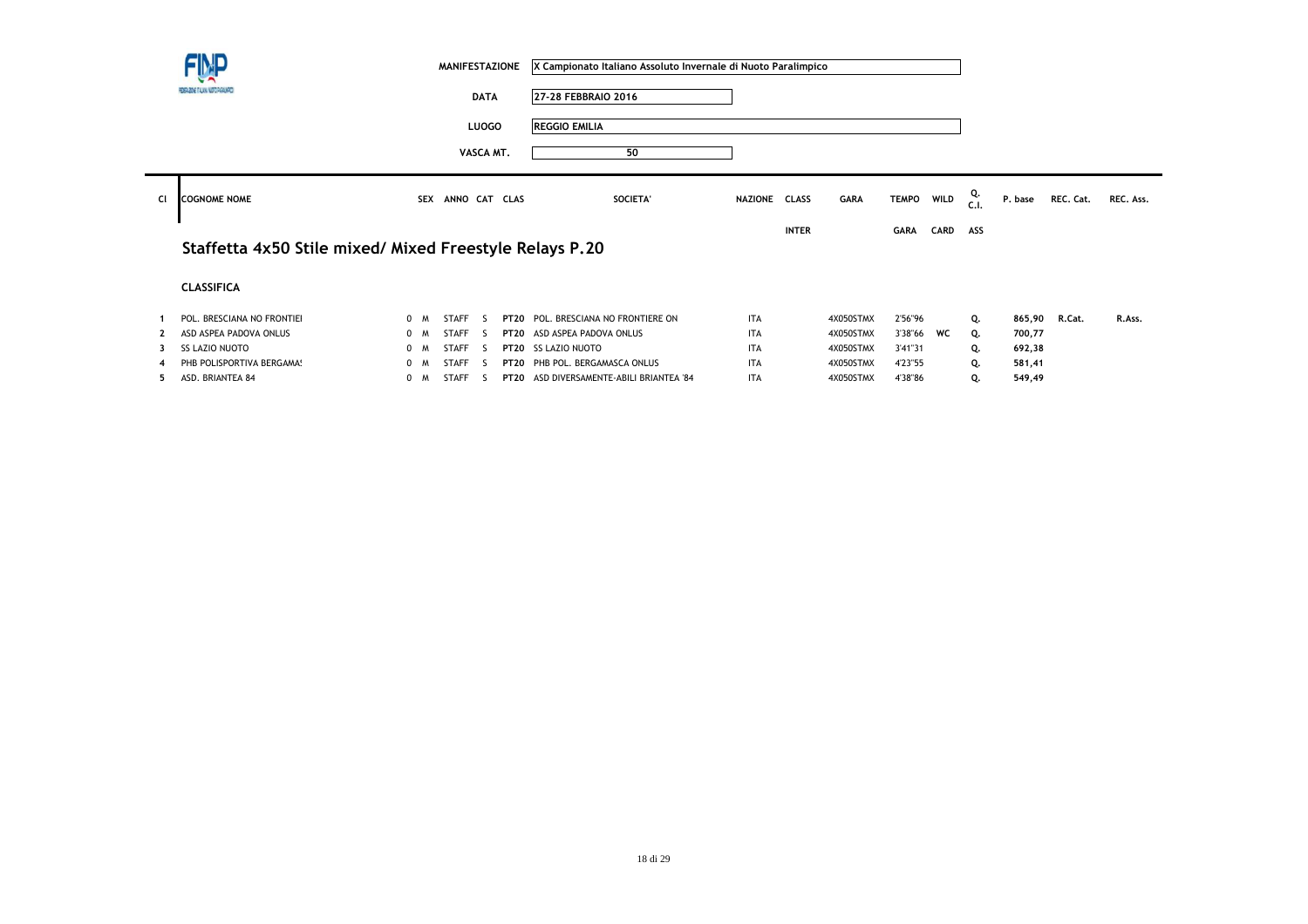| | |
|---|---|
| MANIFESTAZIONE | X Campionato Italiano Assoluto Invernale di Nuoto Paralimpico |
| DATA | 27-28 FEBBRAIO 2016 |
| LUOGO | REGGIO EMILIA |
| VASCA MT. | 50 |

## Staffetta 4x50 Stile mixed/ Mixed Freestyle Relays P.20

**CLASSIFICA**

| Cl | COGNOME NOME | SEX | ANNO | CAT | CLAS | SOCIETA' | NAZIONE | CLASS INTER | GARA | TEMPO GARA | WILD CARD | Q. C.I. ASS | P. base | REC. Cat. | REC. Ass. |
|---|---|---|---|---|---|---|---|---|---|---|---|---|---|---|---|
| 1 | POL. BRESCIANA NO FRONTIEI | 0 M | STAFF | S | PT20 | POL. BRESCIANA NO FRONTIERE ON | ITA | | 4X050STMX | 2'56"96 | | Q. | 865,90 | R.Cat. | R.Ass. |
| 2 | ASD ASPEA PADOVA ONLUS | 0 M | STAFF | S | PT20 | ASD ASPEA PADOVA ONLUS | ITA | | 4X050STMX | 3'38"66 | WC | Q. | 700,77 | | |
| 3 | SS LAZIO NUOTO | 0 M | STAFF | S | PT20 | SS LAZIO NUOTO | ITA | | 4X050STMX | 3'41"31 | | Q. | 692,38 | | |
| 4 | PHB POLISPORTIVA BERGAMA! | 0 M | STAFF | S | PT20 | PHB POL. BERGAMASCA ONLUS | ITA | | 4X050STMX | 4'23"55 | | Q. | 581,41 | | |
| 5 | ASD. BRIANTEA 84 | 0 M | STAFF | S | PT20 | ASD DIVERSAMENTE-ABILI BRIANTEA '84 | ITA | | 4X050STMX | 4'38"86 | | Q. | 549,49 | | |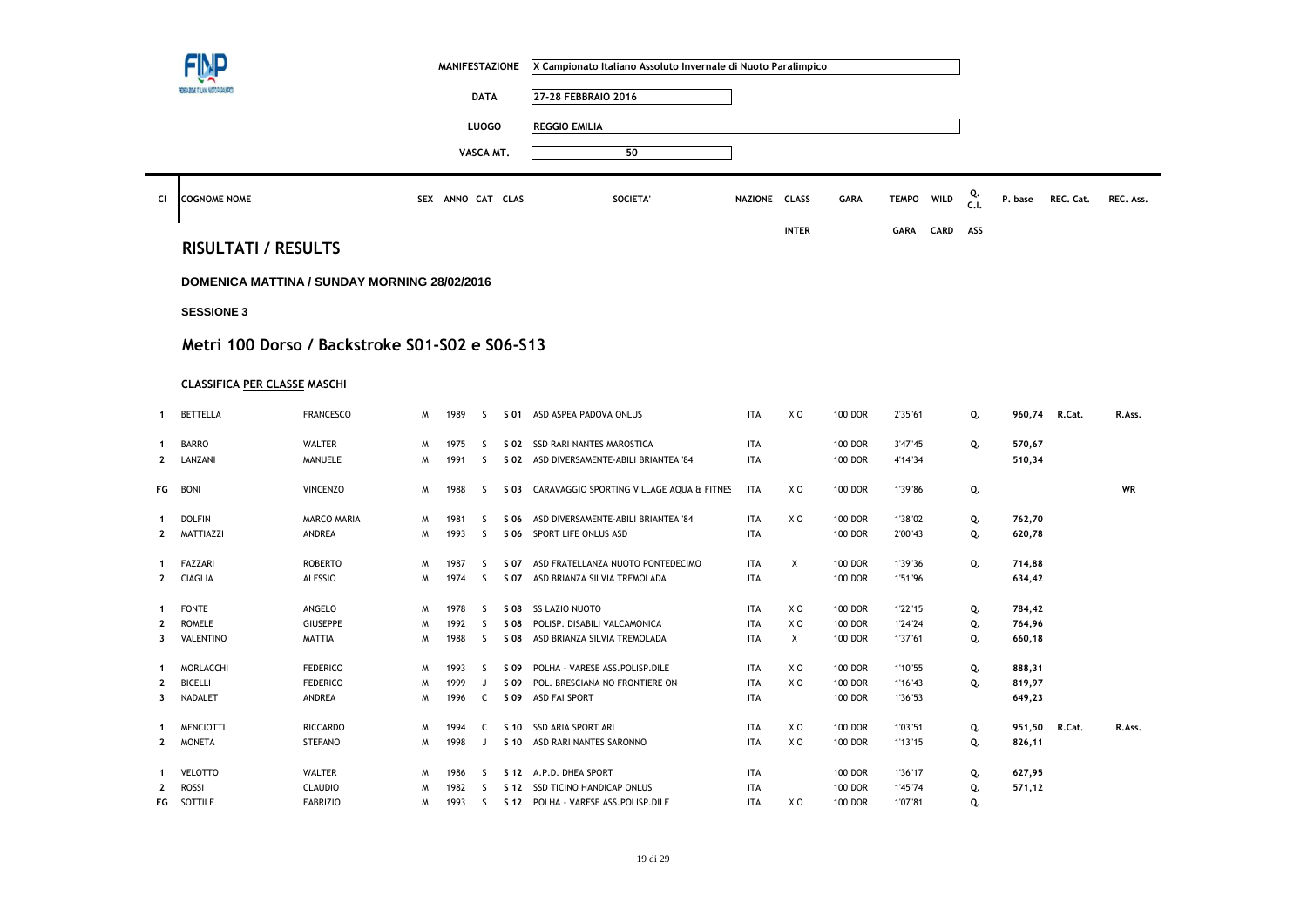| | |
|---|---|
| MANIFESTAZIONE | X Campionato Italiano Assoluto Invernale di Nuoto Paralimpico |
| DATA | 27-28 FEBBRAIO 2016 |
| LUOGO | REGGIO EMILIA |
| VASCA MT. | 50 |

## RISULTATI / RESULTS

**DOMENICA MATTINA / SUNDAY MORNING 28/02/2016**

**SESSIONE 3**

## Metri 100 Dorso / Backstroke S01-S02 e S06-S13

**CLASSIFICA PER CLASSE MASCHI**

| Cl | COGNOME NOME | | SEX | ANNO | CAT | CLAS | SOCIETA' | NAZIONE | CLASS INTER | GARA | TEMPO GARA | WILD CARD | Q. C.I. ASS | P. base | REC. Cat. | REC. Ass. |
|---|---|---|---|---|---|---|---|---|---|---|---|---|---|---|---|---|
| 1 | BETTELLA | FRANCESCO | M | 1989 | S | S 01 | ASD ASPEA PADOVA ONLUS | ITA | X O | 100 DOR | 2'35"61 | | Q. | 960,74 | R.Cat. | R.Ass. |
| 1 | BARRO | WALTER | M | 1975 | S | S 02 | SSD RARI NANTES MAROSTICA | ITA | | 100 DOR | 3'47"45 | | Q. | 570,67 | | |
| 2 | LANZANI | MANUELE | M | 1991 | S | S 02 | ASD DIVERSAMENTE-ABILI BRIANTEA '84 | ITA | | 100 DOR | 4'14"34 | | | 510,34 | | |
| FG | BONI | VINCENZO | M | 1988 | S | S 03 | CARAVAGGIO SPORTING VILLAGE AQUA & FITNES | ITA | X O | 100 DOR | 1'39"86 | | Q. | | | WR |
| 1 | DOLFIN | MARCO MARIA | M | 1981 | S | S 06 | ASD DIVERSAMENTE-ABILI BRIANTEA '84 | ITA | X O | 100 DOR | 1'38"02 | | Q. | 762,70 | | |
| 2 | MATTIAZZI | ANDREA | M | 1993 | S | S 06 | SPORT LIFE ONLUS ASD | ITA | | 100 DOR | 2'00"43 | | Q. | 620,78 | | |
| 1 | FAZZARI | ROBERTO | M | 1987 | S | S 07 | ASD FRATELLANZA NUOTO PONTEDECIMO | ITA | X | 100 DOR | 1'39"36 | | Q. | 714,88 | | |
| 2 | CIAGLIA | ALESSIO | M | 1974 | S | S 07 | ASD BRIANZA SILVIA TREMOLADA | ITA | | 100 DOR | 1'51"96 | | | 634,42 | | |
| 1 | FONTE | ANGELO | M | 1978 | S | S 08 | SS LAZIO NUOTO | ITA | X O | 100 DOR | 1'22"15 | | Q. | 784,42 | | |
| 2 | ROMELE | GIUSEPPE | M | 1992 | S | S 08 | POLISP. DISABILI VALCAMONICA | ITA | X O | 100 DOR | 1'24"24 | | Q. | 764,96 | | |
| 3 | VALENTINO | MATTIA | M | 1988 | S | S 08 | ASD BRIANZA SILVIA TREMOLADA | ITA | X | 100 DOR | 1'37"61 | | Q. | 660,18 | | |
| 1 | MORLACCHI | FEDERICO | M | 1993 | S | S 09 | POLHA - VARESE ASS.POLISP.DILE | ITA | X O | 100 DOR | 1'10"55 | | Q. | 888,31 | | |
| 2 | BICELLI | FEDERICO | M | 1999 | J | S 09 | POL. BRESCIANA NO FRONTIERE ON | ITA | X O | 100 DOR | 1'16"43 | | Q. | 819,97 | | |
| 3 | NADALET | ANDREA | M | 1996 | C | S 09 | ASD FAI SPORT | ITA | | 100 DOR | 1'36"53 | | | 649,23 | | |
| 1 | MENCIOTTI | RICCARDO | M | 1994 | C | S 10 | SSD ARIA SPORT ARL | ITA | X O | 100 DOR | 1'03"51 | | Q. | 951,50 | R.Cat. | R.Ass. |
| 2 | MONETA | STEFANO | M | 1998 | J | S 10 | ASD RARI NANTES SARONNO | ITA | X O | 100 DOR | 1'13"15 | | Q. | 826,11 | | |
| 1 | VELOTTO | WALTER | M | 1986 | S | S 12 | A.P.D. DHEA SPORT | ITA | | 100 DOR | 1'36"17 | | Q. | 627,95 | | |
| 2 | ROSSI | CLAUDIO | M | 1982 | S | S 12 | SSD TICINO HANDICAP ONLUS | ITA | | 100 DOR | 1'45"74 | | Q. | 571,12 | | |
| FG | SOTTILE | FABRIZIO | M | 1993 | S | S 12 | POLHA - VARESE ASS.POLISP.DILE | ITA | X O | 100 DOR | 1'07"81 | | Q. | | | |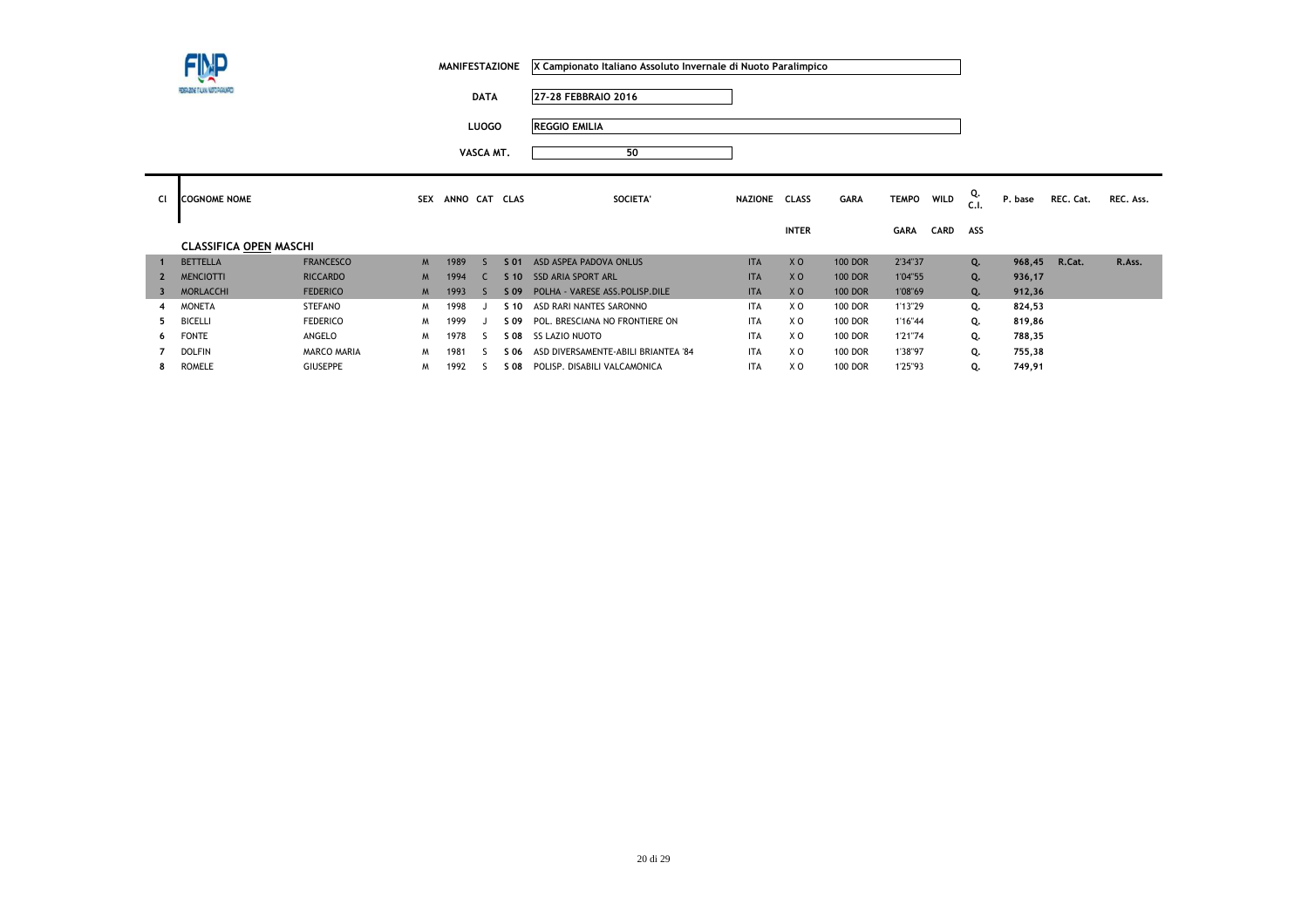FINP FEDERAZIONE ITALIANA NUOTO PARALIMPICO

| | |
|---|---|
| MANIFESTAZIONE | X Campionato Italiano Assoluto Invernale di Nuoto Paralimpico |
| DATA | 27-28 FEBBRAIO 2016 |
| LUOGO | REGGIO EMILIA |
| VASCA MT. | 50 |

| Cl | COGNOME NOME | | SEX | ANNO | CAT | CLAS | SOCIETA' | NAZIONE | CLASS INTER | GARA | TEMPO GARA | WILD CARD | Q. C.I. ASS | P. base | REC. Cat. | REC. Ass. |
|---|---|---|---|---|---|---|---|---|---|---|---|---|---|---|---|---|
| **CLASSIFICA OPEN MASCHI** | | | | | | | | | | | | | | | | |
| 1 | BETTELLA | FRANCESCO | M | 1989 | S | S 01 | ASD ASPEA PADOVA ONLUS | ITA | X O | 100 DOR | 2'34"37 | | Q. | 968,45 | R.Cat. | R.Ass. |
| 2 | MENCIOTTI | RICCARDO | M | 1994 | C | S 10 | SSD ARIA SPORT ARL | ITA | X O | 100 DOR | 1'04"55 | | Q. | 936,17 | | |
| 3 | MORLACCHI | FEDERICO | M | 1993 | S | S 09 | POLHA - VARESE ASS.POLISP.DILE | ITA | X O | 100 DOR | 1'08"69 | | Q. | 912,36 | | |
| 4 | MONETA | STEFANO | M | 1998 | J | S 10 | ASD RARI NANTES SARONNO | ITA | X O | 100 DOR | 1'13"29 | | Q. | 824,53 | | |
| 5 | BICELLI | FEDERICO | M | 1999 | J | S 09 | POL. BRESCIANA NO FRONTIERE ON | ITA | X O | 100 DOR | 1'16"44 | | Q. | 819,86 | | |
| 6 | FONTE | ANGELO | M | 1978 | S | S 08 | SS LAZIO NUOTO | ITA | X O | 100 DOR | 1'21"74 | | Q. | 788,35 | | |
| 7 | DOLFIN | MARCO MARIA | M | 1981 | S | S 06 | ASD DIVERSAMENTE-ABILI BRIANTEA '84 | ITA | X O | 100 DOR | 1'38"97 | | Q. | 755,38 | | |
| 8 | ROMELE | GIUSEPPE | M | 1992 | S | S 08 | POLISP. DISABILI VALCAMONICA | ITA | X O | 100 DOR | 1'25"93 | | Q. | 749,91 | | |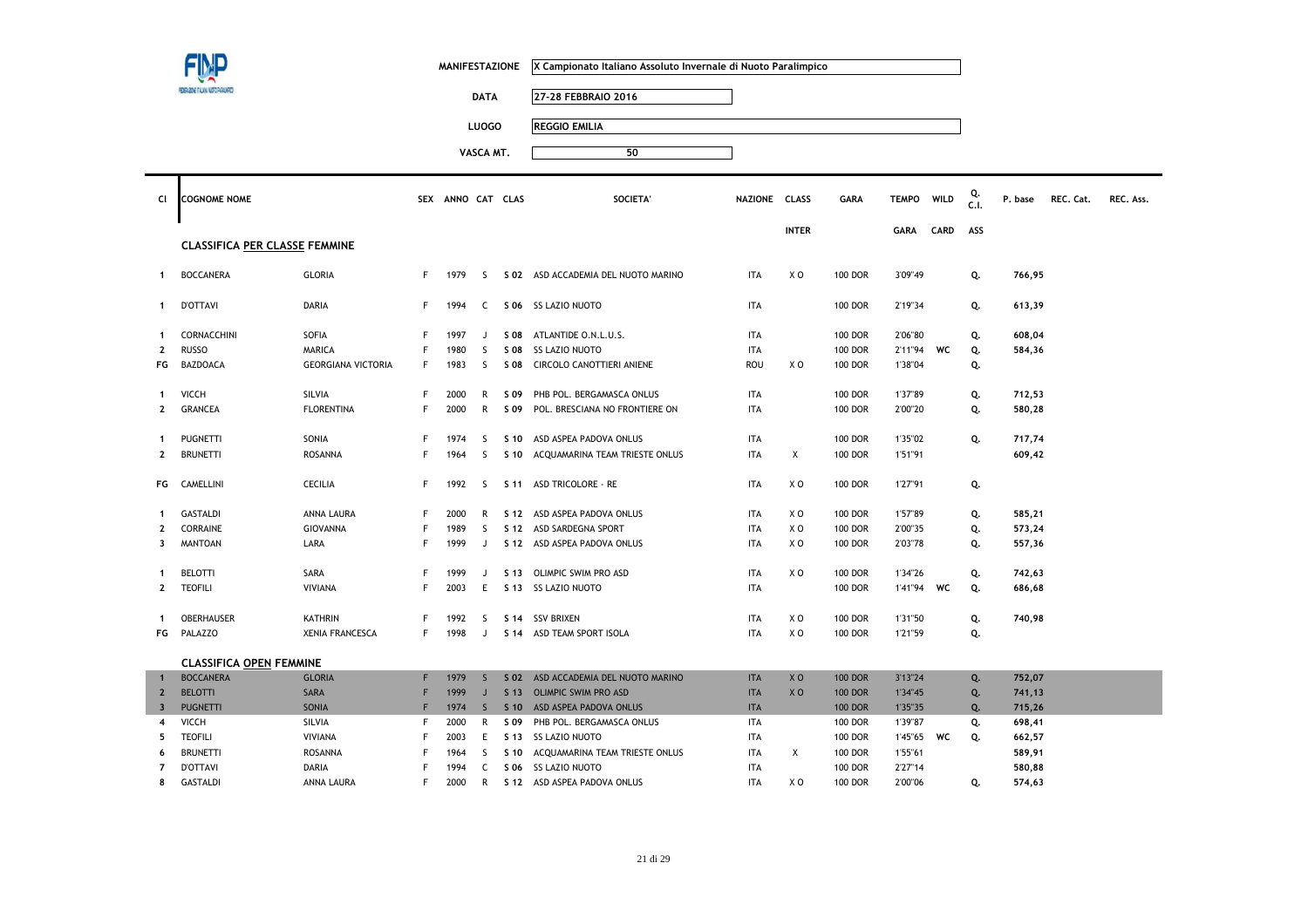| | |
|---|---|
| MANIFESTAZIONE | X Campionato Italiano Assoluto Invernale di Nuoto Paralimpico |
| DATA | 27-28 FEBBRAIO 2016 |
| LUOGO | REGGIO EMILIA |
| VASCA MT. | 50 |

| Cl | COGNOME NOME | | SEX | ANNO | CAT | CLAS | SOCIETA' | NAZIONE | CLASS INTER | GARA | TEMPO GARA | WILD CARD | Q. C.I. ASS | P. base | REC. Cat. | REC. Ass. |
|---|---|---|---|---|---|---|---|---|---|---|---|---|---|---|---|---|
| | **CLASSIFICA PER CLASSE FEMMINE** | | | | | | | | | | | | | | | |
| 1 | BOCCANERA | GLORIA | F | 1979 | S | S 02 | ASD ACCADEMIA DEL NUOTO MARINO | ITA | X O | 100 DOR | 3'09"49 | | Q. | 766,95 | | |
| 1 | D'OTTAVI | DARIA | F | 1994 | C | S 06 | SS LAZIO NUOTO | ITA | | 100 DOR | 2'19"34 | | Q. | 613,39 | | |
| 1 | CORNACCHINI | SOFIA | F | 1997 | J | S 08 | ATLANTIDE O.N.L.U.S. | ITA | | 100 DOR | 2'06"80 | | Q. | 608,04 | | |
| 2 | RUSSO | MARICA | F | 1980 | S | S 08 | SS LAZIO NUOTO | ITA | | 100 DOR | 2'11"94 | WC | Q. | 584,36 | | |
| FG | BAZDOACA | GEORGIANA VICTORIA | F | 1983 | S | S 08 | CIRCOLO CANOTTIERI ANIENE | ROU | X O | 100 DOR | 1'38"04 | | Q. | | | |
| 1 | VICCH | SILVIA | F | 2000 | R | S 09 | PHB POL. BERGAMASCA ONLUS | ITA | | 100 DOR | 1'37"89 | | Q. | 712,53 | | |
| 2 | GRANCEA | FLORENTINA | F | 2000 | R | S 09 | POL. BRESCIANA NO FRONTIERE ON | ITA | | 100 DOR | 2'00"20 | | Q. | 580,28 | | |
| 1 | PUGNETTI | SONIA | F | 1974 | S | S 10 | ASD ASPEA PADOVA ONLUS | ITA | | 100 DOR | 1'35"02 | | Q. | 717,74 | | |
| 2 | BRUNETTI | ROSANNA | F | 1964 | S | S 10 | ACQUAMARINA TEAM TRIESTE ONLUS | ITA | X | 100 DOR | 1'51"91 | | | 609,42 | | |
| FG | CAMELLINI | CECILIA | F | 1992 | S | S 11 | ASD TRICOLORE - RE | ITA | X O | 100 DOR | 1'27"91 | | Q. | | | |
| 1 | GASTALDI | ANNA LAURA | F | 2000 | R | S 12 | ASD ASPEA PADOVA ONLUS | ITA | X O | 100 DOR | 1'57"89 | | Q. | 585,21 | | |
| 2 | CORRAINE | GIOVANNA | F | 1989 | S | S 12 | ASD SARDEGNA SPORT | ITA | X O | 100 DOR | 2'00"35 | | Q. | 573,24 | | |
| 3 | MANTOAN | LARA | F | 1999 | J | S 12 | ASD ASPEA PADOVA ONLUS | ITA | X O | 100 DOR | 2'03"78 | | Q. | 557,36 | | |
| 1 | BELOTTI | SARA | F | 1999 | J | S 13 | OLIMPIC SWIM PRO ASD | ITA | X O | 100 DOR | 1'34"26 | | Q. | 742,63 | | |
| 2 | TEOFILI | VIVIANA | F | 2003 | E | S 13 | SS LAZIO NUOTO | ITA | | 100 DOR | 1'41"94 | WC | Q. | 686,68 | | |
| 1 | OBERHAUSER | KATHRIN | F | 1992 | S | S 14 | SSV BRIXEN | ITA | X O | 100 DOR | 1'31"50 | | Q. | 740,98 | | |
| FG | PALAZZO | XENIA FRANCESCA | F | 1998 | J | S 14 | ASD TEAM SPORT ISOLA | ITA | X O | 100 DOR | 1'21"59 | | Q. | | | |
| | **CLASSIFICA OPEN FEMMINE** | | | | | | | | | | | | | | | |
| 1 | BOCCANERA | GLORIA | F | 1979 | S | S 02 | ASD ACCADEMIA DEL NUOTO MARINO | ITA | X O | 100 DOR | 3'13"24 | | Q. | 752,07 | | |
| 2 | BELOTTI | SARA | F | 1999 | J | S 13 | OLIMPIC SWIM PRO ASD | ITA | X O | 100 DOR | 1'34"45 | | Q. | 741,13 | | |
| 3 | PUGNETTI | SONIA | F | 1974 | S | S 10 | ASD ASPEA PADOVA ONLUS | ITA | | 100 DOR | 1'35"35 | | Q. | 715,26 | | |
| 4 | VICCH | SILVIA | F | 2000 | R | S 09 | PHB POL. BERGAMASCA ONLUS | ITA | | 100 DOR | 1'39"87 | | Q. | 698,41 | | |
| 5 | TEOFILI | VIVIANA | F | 2003 | E | S 13 | SS LAZIO NUOTO | ITA | | 100 DOR | 1'45"65 | WC | Q. | 662,57 | | |
| 6 | BRUNETTI | ROSANNA | F | 1964 | S | S 10 | ACQUAMARINA TEAM TRIESTE ONLUS | ITA | X | 100 DOR | 1'55"61 | | | 589,91 | | |
| 7 | D'OTTAVI | DARIA | F | 1994 | C | S 06 | SS LAZIO NUOTO | ITA | | 100 DOR | 2'27"14 | | | 580,88 | | |
| 8 | GASTALDI | ANNA LAURA | F | 2000 | R | S 12 | ASD ASPEA PADOVA ONLUS | ITA | X O | 100 DOR | 2'00"06 | | Q. | 574,63 | | |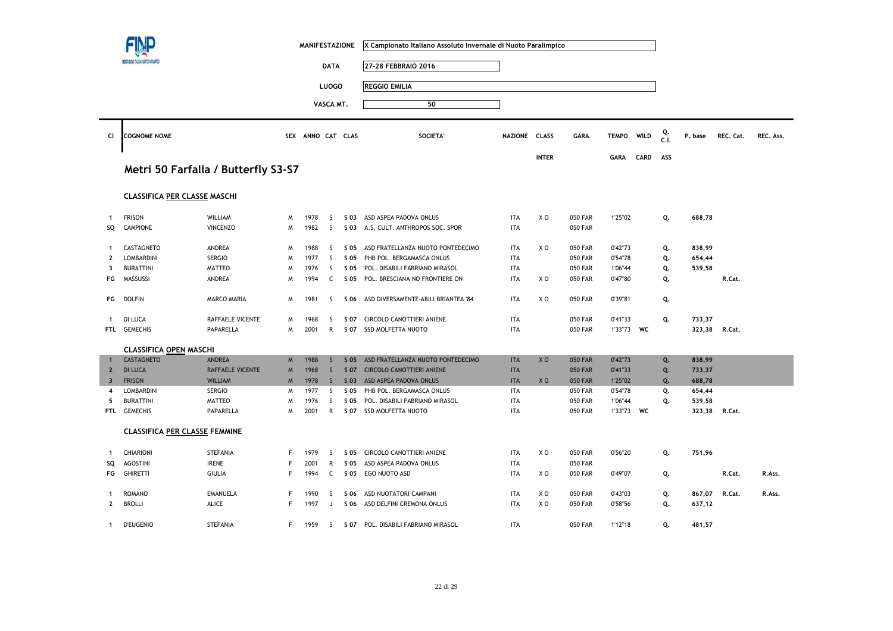| MANIFESTAZIONE | X Campionato Italiano Assoluto Invernale di Nuoto Paralimpico |
|---|---|
| DATA | 27-28 FEBBRAIO 2016 |
| LUOGO | REGGIO EMILIA |
| VASCA MT. | 50 |

## Metri 50 Farfalla / Butterfly S3-S7

### CLASSIFICA PER CLASSE MASCHI

| Cl | COGNOME NOME | | SEX | ANNO | CAT | CLAS | SOCIETA' | NAZIONE | CLASS INTER | GARA | TEMPO GARA | WILD CARD | Q. C.I. ASS | P. base | REC. Cat. | REC. Ass. |
|---|---|---|---|---|---|---|---|---|---|---|---|---|---|---|---|---|
| 1 | FRISON | WILLIAM | M | 1978 | S | S 03 | ASD ASPEA PADOVA ONLUS | ITA | X O | 050 FAR | 1'25"02 | | Q. | 688,78 | | |
| SQ | CAMPIONE | VINCENZO | M | 1982 | S | S 03 | A.S. CULT. ANTHROPOS SOC. SPOR | ITA | | 050 FAR | | | | | | |
| 1 | CASTAGNETO | ANDREA | M | 1988 | S | S 05 | ASD FRATELLANZA NUOTO PONTEDECIMO | ITA | X O | 050 FAR | 0'42"73 | | Q. | 838,99 | | |
| 2 | LOMBARDINI | SERGIO | M | 1977 | S | S 05 | PHB POL. BERGAMASCA ONLUS | ITA | | 050 FAR | 0'54"78 | | Q. | 654,44 | | |
| 3 | BURATTINI | MATTEO | M | 1976 | S | S 05 | POL. DISABILI FABRIANO MIRASOL | ITA | | 050 FAR | 1'06"44 | | Q. | 539,58 | | |
| FG | MASSUSSI | ANDREA | M | 1994 | C | S 05 | POL. BRESCIANA NO FRONTIERE ON | ITA | X O | 050 FAR | 0'47"80 | | Q. | | R.Cat. | |
| FG | DOLFIN | MARCO MARIA | M | 1981 | S | S 06 | ASD DIVERSAMENTE-ABILI BRIANTEA '84 | ITA | X O | 050 FAR | 0'39"81 | | Q. | | | |
| 1 | DI LUCA | RAFFAELE VICENTE | M | 1968 | S | S 07 | CIRCOLO CANOTTIERI ANIENE | ITA | | 050 FAR | 0'41"33 | | Q. | 733,37 | | |
| FTL | GEMECHIS | PAPARELLA | M | 2001 | R | S 07 | SSD MOLFETTA NUOTO | ITA | | 050 FAR | 1'33"73 | WC | | 323,38 | R.Cat. | |

### CLASSIFICA OPEN MASCHI

| Cl | COGNOME NOME | | SEX | ANNO | CAT | CLAS | SOCIETA' | NAZIONE | CLASS INTER | GARA | TEMPO GARA | WILD CARD | Q. C.I. ASS | P. base | REC. Cat. | REC. Ass. |
|---|---|---|---|---|---|---|---|---|---|---|---|---|---|---|---|---|
| 1 | CASTAGNETO | ANDREA | M | 1988 | S | S 05 | ASD FRATELLANZA NUOTO PONTEDECIMO | ITA | X O | 050 FAR | 0'42"73 | | Q. | 838,99 | | |
| 2 | DI LUCA | RAFFAELE VICENTE | M | 1968 | S | S 07 | CIRCOLO CANOTTIERI ANIENE | ITA | | 050 FAR | 0'41"33 | | Q. | 733,37 | | |
| 3 | FRISON | WILLIAM | M | 1978 | S | S 03 | ASD ASPEA PADOVA ONLUS | ITA | X O | 050 FAR | 1'25"02 | | Q. | 688,78 | | |
| 4 | LOMBARDINI | SERGIO | M | 1977 | S | S 05 | PHB POL. BERGAMASCA ONLUS | ITA | | 050 FAR | 0'54"78 | | Q. | 654,44 | | |
| 5 | BURATTINI | MATTEO | M | 1976 | S | S 05 | POL. DISABILI FABRIANO MIRASOL | ITA | | 050 FAR | 1'06"44 | | Q. | 539,58 | | |
| FTL | GEMECHIS | PAPARELLA | M | 2001 | R | S 07 | SSD MOLFETTA NUOTO | ITA | | 050 FAR | 1'33"73 | WC | | 323,38 | R.Cat. | |

### CLASSIFICA PER CLASSE FEMMINE

| Cl | COGNOME NOME | | SEX | ANNO | CAT | CLAS | SOCIETA' | NAZIONE | CLASS INTER | GARA | TEMPO GARA | WILD CARD | Q. C.I. ASS | P. base | REC. Cat. | REC. Ass. |
|---|---|---|---|---|---|---|---|---|---|---|---|---|---|---|---|---|
| 1 | CHIARIONI | STEFANIA | F | 1979 | S | S 05 | CIRCOLO CANOTTIERI ANIENE | ITA | X O | 050 FAR | 0'56"20 | | Q. | 751,96 | | |
| SQ | AGOSTINI | IRENE | F | 2001 | R | S 05 | ASD ASPEA PADOVA ONLUS | ITA | | 050 FAR | | | | | | |
| FG | GHIRETTI | GIULIA | F | 1994 | C | S 05 | EGO NUOTO ASD | ITA | X O | 050 FAR | 0'49"07 | | Q. | | R.Cat. | R.Ass. |
| 1 | ROMANO | EMANUELA | F | 1990 | S | S 06 | ASD NUOTATORI CAMPANI | ITA | X O | 050 FAR | 0'43"03 | | Q. | 867,07 | R.Cat. | R.Ass. |
| 2 | BROLLI | ALICE | F | 1997 | J | S 06 | ASD DELFINI CREMONA ONLUS | ITA | X O | 050 FAR | 0'58"56 | | Q. | 637,12 | | |
| 1 | D'EUGENIO | STEFANIA | F | 1959 | S | S 07 | POL. DISABILI FABRIANO MIRASOL | ITA | | 050 FAR | 1'12"18 | | Q. | 481,57 | | |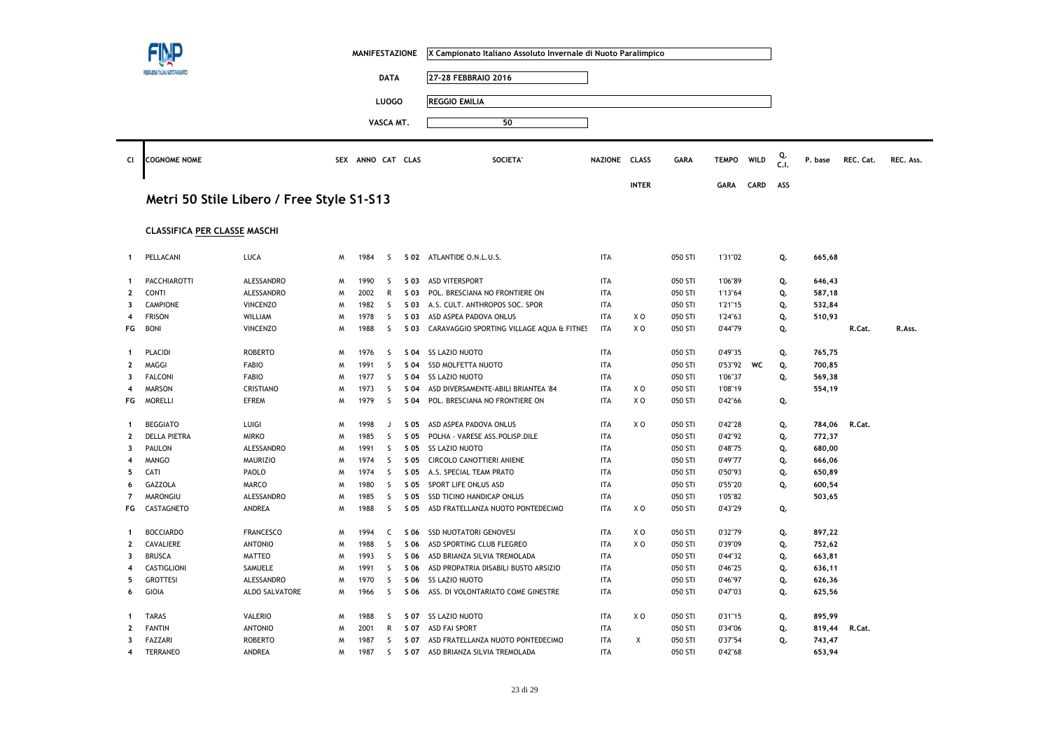| | |
|---|---|
| MANIFESTAZIONE | X Campionato Italiano Assoluto Invernale di Nuoto Paralimpico |
| DATA | 27-28 FEBBRAIO 2016 |
| LUOGO | REGGIO EMILIA |
| VASCA MT. | 50 |

## Metri 50 Stile Libero / Free Style S1-S13

### CLASSIFICA PER CLASSE MASCHI

| Cl | COGNOME NOME | | SEX | ANNO | CAT | CLAS | SOCIETA' | NAZIONE | CLASS INTER | GARA | TEMPO GARA | WILD CARD | Q. C.I. ASS | P. base | REC. Cat. | REC. Ass. |
|---|---|---|---|---|---|---|---|---|---|---|---|---|---|---|---|---|
| 1 | PELLACANI | LUCA | M | 1984 | S | S 02 | ATLANTIDE O.N.L.U.S. | ITA | | 050 STI | 1'31"02 | | Q. | 665,68 | | |
| 1 | PACCHIAROTTI | ALESSANDRO | M | 1990 | S | S 03 | ASD VITERSPORT | ITA | | 050 STI | 1'06"89 | | Q. | 646,43 | | |
| 2 | CONTI | ALESSANDRO | M | 2002 | R | S 03 | POL. BRESCIANA NO FRONTIERE ON | ITA | | 050 STI | 1'13"64 | | Q. | 587,18 | | |
| 3 | CAMPIONE | VINCENZO | M | 1982 | S | S 03 | A.S. CULT. ANTHROPOS SOC. SPOR | ITA | | 050 STI | 1'21"15 | | Q. | 532,84 | | |
| 4 | FRISON | WILLIAM | M | 1978 | S | S 03 | ASD ASPEA PADOVA ONLUS | ITA | X O | 050 STI | 1'24"63 | | Q. | 510,93 | | |
| FG | BONI | VINCENZO | M | 1988 | S | S 03 | CARAVAGGIO SPORTING VILLAGE AQUA & FITNES | ITA | X O | 050 STI | 0'44"79 | | Q. | | R.Cat. | R.Ass. |
| 1 | PLACIDI | ROBERTO | M | 1976 | S | S 04 | SS LAZIO NUOTO | ITA | | 050 STI | 0'49"35 | | Q. | 765,75 | | |
| 2 | MAGGI | FABIO | M | 1991 | S | S 04 | SSD MOLFETTA NUOTO | ITA | | 050 STI | 0'53"92 | WC | Q. | 700,85 | | |
| 3 | FALCONI | FABIO | M | 1977 | S | S 04 | SS LAZIO NUOTO | ITA | | 050 STI | 1'06"37 | | Q. | 569,38 | | |
| 4 | MARSON | CRISTIANO | M | 1973 | S | S 04 | ASD DIVERSAMENTE-ABILI BRIANTEA '84 | ITA | X O | 050 STI | 1'08"19 | | | 554,19 | | |
| FG | MORELLI | EFREM | M | 1979 | S | S 04 | POL. BRESCIANA NO FRONTIERE ON | ITA | X O | 050 STI | 0'42"66 | | Q. | | | |
| 1 | BEGGIATO | LUIGI | M | 1998 | J | S 05 | ASD ASPEA PADOVA ONLUS | ITA | X O | 050 STI | 0'42"28 | | Q. | 784,06 | R.Cat. | |
| 2 | DELLA PIETRA | MIRKO | M | 1985 | S | S 05 | POLHA - VARESE ASS.POLISP.DILE | ITA | | 050 STI | 0'42"92 | | Q. | 772,37 | | |
| 3 | PAULON | ALESSANDRO | M | 1991 | S | S 05 | SS LAZIO NUOTO | ITA | | 050 STI | 0'48"75 | | Q. | 680,00 | | |
| 4 | MANGO | MAURIZIO | M | 1974 | S | S 05 | CIRCOLO CANOTTIERI ANIENE | ITA | | 050 STI | 0'49"77 | | Q. | 666,06 | | |
| 5 | CATI | PAOLO | M | 1974 | S | S 05 | A.S. SPECIAL TEAM PRATO | ITA | | 050 STI | 0'50"93 | | Q. | 650,89 | | |
| 6 | GAZZOLA | MARCO | M | 1980 | S | S 05 | SPORT LIFE ONLUS ASD | ITA | | 050 STI | 0'55"20 | | Q. | 600,54 | | |
| 7 | MARONGIU | ALESSANDRO | M | 1985 | S | S 05 | SSD TICINO HANDICAP ONLUS | ITA | | 050 STI | 1'05"82 | | | 503,65 | | |
| FG | CASTAGNETO | ANDREA | M | 1988 | S | S 05 | ASD FRATELLANZA NUOTO PONTEDECIMO | ITA | X O | 050 STI | 0'43"29 | | Q. | | | |
| 1 | BOCCIARDO | FRANCESCO | M | 1994 | C | S 06 | SSD NUOTATORI GENOVESI | ITA | X O | 050 STI | 0'32"79 | | Q. | 897,22 | | |
| 2 | CAVALIERE | ANTONIO | M | 1988 | S | S 06 | ASD SPORTING CLUB FLEGREO | ITA | X O | 050 STI | 0'39"09 | | Q. | 752,62 | | |
| 3 | BRUSCA | MATTEO | M | 1993 | S | S 06 | ASD BRIANZA SILVIA TREMOLADA | ITA | | 050 STI | 0'44"32 | | Q. | 663,81 | | |
| 4 | CASTIGLIONI | SAMUELE | M | 1991 | S | S 06 | ASD PROPATRIA DISABILI BUSTO ARSIZIO | ITA | | 050 STI | 0'46"25 | | Q. | 636,11 | | |
| 5 | GROTTESI | ALESSANDRO | M | 1970 | S | S 06 | SS LAZIO NUOTO | ITA | | 050 STI | 0'46"97 | | Q. | 626,36 | | |
| 6 | GIOIA | ALDO SALVATORE | M | 1966 | S | S 06 | ASS. DI VOLONTARIATO COME GINESTRE | ITA | | 050 STI | 0'47"03 | | Q. | 625,56 | | |
| 1 | TARAS | VALERIO | M | 1988 | S | S 07 | SS LAZIO NUOTO | ITA | X O | 050 STI | 0'31"15 | | Q. | 895,99 | | |
| 2 | FANTIN | ANTONIO | M | 2001 | R | S 07 | ASD FAI SPORT | ITA | | 050 STI | 0'34"06 | | Q. | 819,44 | R.Cat. | |
| 3 | FAZZARI | ROBERTO | M | 1987 | S | S 07 | ASD FRATELLANZA NUOTO PONTEDECIMO | ITA | X | 050 STI | 0'37"54 | | Q. | 743,47 | | |
| 4 | TERRANEO | ANDREA | M | 1987 | S | S 07 | ASD BRIANZA SILVIA TREMOLADA | ITA | | 050 STI | 0'42"68 | | | 653,94 | | |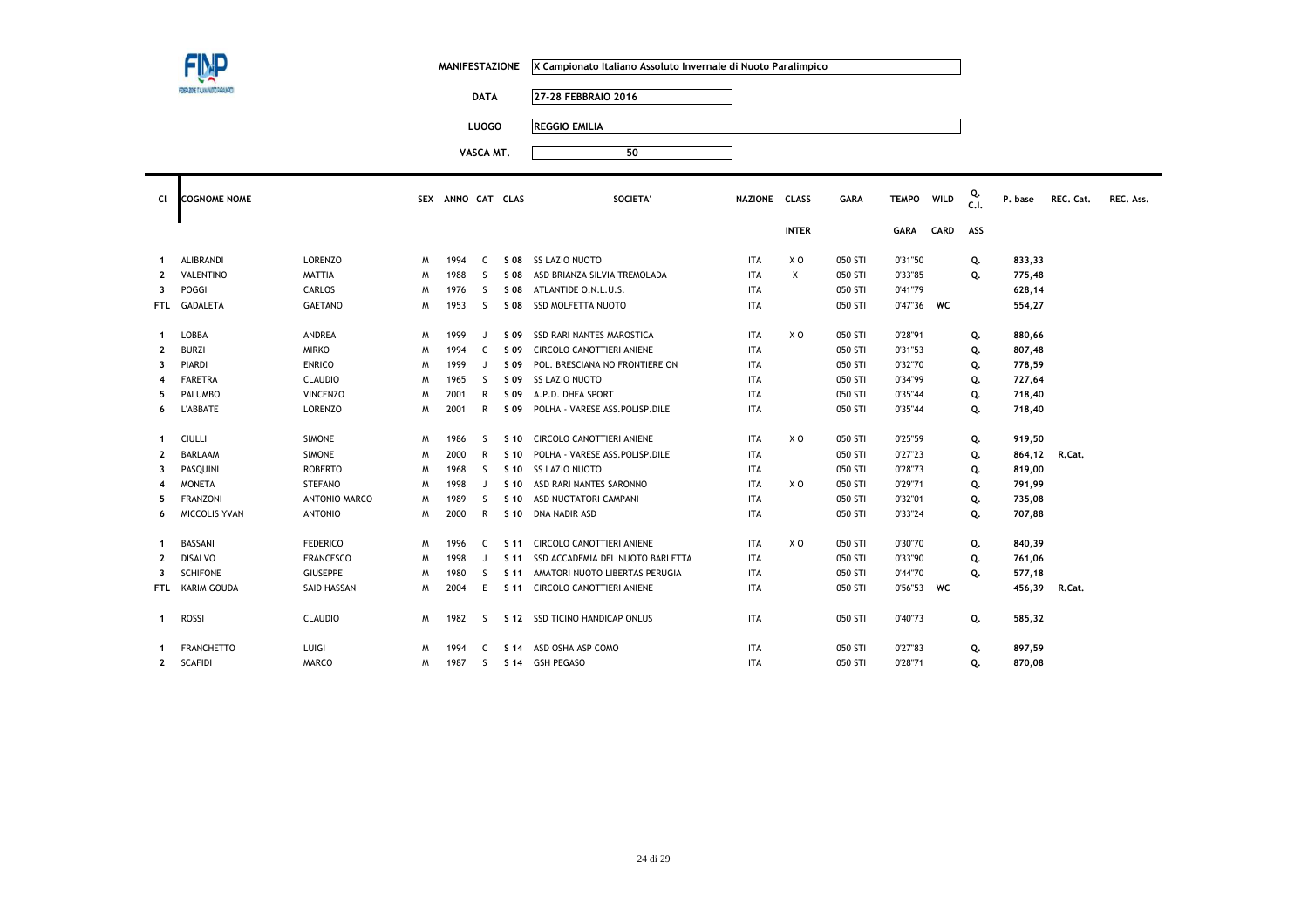| MANIFESTAZIONE | X Campionato Italiano Assoluto Invernale di Nuoto Paralimpico |
|---|---|
| DATA | 27-28 FEBBRAIO 2016 |
| LUOGO | REGGIO EMILIA |
| VASCA MT. | 50 |

| Cl | COGNOME NOME | | SEX | ANNO | CAT | CLAS | SOCIETA' | NAZIONE | CLASS INTER | GARA | TEMPO GARA | WILD CARD | Q. C.I. ASS | P. base | REC. Cat. | REC. Ass. |
|---|---|---|---|---|---|---|---|---|---|---|---|---|---|---|---|---|
| 1 | ALIBRANDI | LORENZO | M | 1994 | C | S 08 | SS LAZIO NUOTO | ITA | X O | 050 STI | 0'31"50 | | Q. | 833,33 | | |
| 2 | VALENTINO | MATTIA | M | 1988 | S | S 08 | ASD BRIANZA SILVIA TREMOLADA | ITA | X | 050 STI | 0'33"85 | | Q. | 775,48 | | |
| 3 | POGGI | CARLOS | M | 1976 | S | S 08 | ATLANTIDE O.N.L.U.S. | ITA | | 050 STI | 0'41"79 | | | 628,14 | | |
| FTL | GADALETA | GAETANO | M | 1953 | S | S 08 | SSD MOLFETTA NUOTO | ITA | | 050 STI | 0'47"36 | WC | | 554,27 | | |
| 1 | LOBBA | ANDREA | M | 1999 | J | S 09 | SSD RARI NANTES MAROSTICA | ITA | X O | 050 STI | 0'28"91 | | Q. | 880,66 | | |
| 2 | BURZI | MIRKO | M | 1994 | C | S 09 | CIRCOLO CANOTTIERI ANIENE | ITA | | 050 STI | 0'31"53 | | Q. | 807,48 | | |
| 3 | PIARDI | ENRICO | M | 1999 | J | S 09 | POL. BRESCIANA NO FRONTIERE ON | ITA | | 050 STI | 0'32"70 | | Q. | 778,59 | | |
| 4 | FARETRA | CLAUDIO | M | 1965 | S | S 09 | SS LAZIO NUOTO | ITA | | 050 STI | 0'34"99 | | Q. | 727,64 | | |
| 5 | PALUMBO | VINCENZO | M | 2001 | R | S 09 | A.P.D. DHEA SPORT | ITA | | 050 STI | 0'35"44 | | Q. | 718,40 | | |
| 6 | L'ABBATE | LORENZO | M | 2001 | R | S 09 | POLHA - VARESE ASS.POLISP.DILE | ITA | | 050 STI | 0'35"44 | | Q. | 718,40 | | |
| 1 | CIULLI | SIMONE | M | 1986 | S | S 10 | CIRCOLO CANOTTIERI ANIENE | ITA | X O | 050 STI | 0'25"59 | | Q. | 919,50 | | |
| 2 | BARLAAM | SIMONE | M | 2000 | R | S 10 | POLHA - VARESE ASS.POLISP.DILE | ITA | | 050 STI | 0'27"23 | | Q. | 864,12 | R.Cat. | |
| 3 | PASQUINI | ROBERTO | M | 1968 | S | S 10 | SS LAZIO NUOTO | ITA | | 050 STI | 0'28"73 | | Q. | 819,00 | | |
| 4 | MONETA | STEFANO | M | 1998 | J | S 10 | ASD RARI NANTES SARONNO | ITA | X O | 050 STI | 0'29"71 | | Q. | 791,99 | | |
| 5 | FRANZONI | ANTONIO MARCO | M | 1989 | S | S 10 | ASD NUOTATORI CAMPANI | ITA | | 050 STI | 0'32"01 | | Q. | 735,08 | | |
| 6 | MICCOLIS YVAN | ANTONIO | M | 2000 | R | S 10 | DNA NADIR ASD | ITA | | 050 STI | 0'33"24 | | Q. | 707,88 | | |
| 1 | BASSANI | FEDERICO | M | 1996 | C | S 11 | CIRCOLO CANOTTIERI ANIENE | ITA | X O | 050 STI | 0'30"70 | | Q. | 840,39 | | |
| 2 | DISALVO | FRANCESCO | M | 1998 | J | S 11 | SSD ACCADEMIA DEL NUOTO BARLETTA | ITA | | 050 STI | 0'33"90 | | Q. | 761,06 | | |
| 3 | SCHIFONE | GIUSEPPE | M | 1980 | S | S 11 | AMATORI NUOTO LIBERTAS PERUGIA | ITA | | 050 STI | 0'44"70 | | Q. | 577,18 | | |
| FTL | KARIM GOUDA | SAID HASSAN | M | 2004 | E | S 11 | CIRCOLO CANOTTIERI ANIENE | ITA | | 050 STI | 0'56"53 | WC | | 456,39 | R.Cat. | |
| 1 | ROSSI | CLAUDIO | M | 1982 | S | S 12 | SSD TICINO HANDICAP ONLUS | ITA | | 050 STI | 0'40"73 | | Q. | 585,32 | | |
| 1 | FRANCHETTO | LUIGI | M | 1994 | C | S 14 | ASD OSHA ASP COMO | ITA | | 050 STI | 0'27"83 | | Q. | 897,59 | | |
| 2 | SCAFIDI | MARCO | M | 1987 | S | S 14 | GSH PEGASO | ITA | | 050 STI | 0'28"71 | | Q. | 870,08 | | |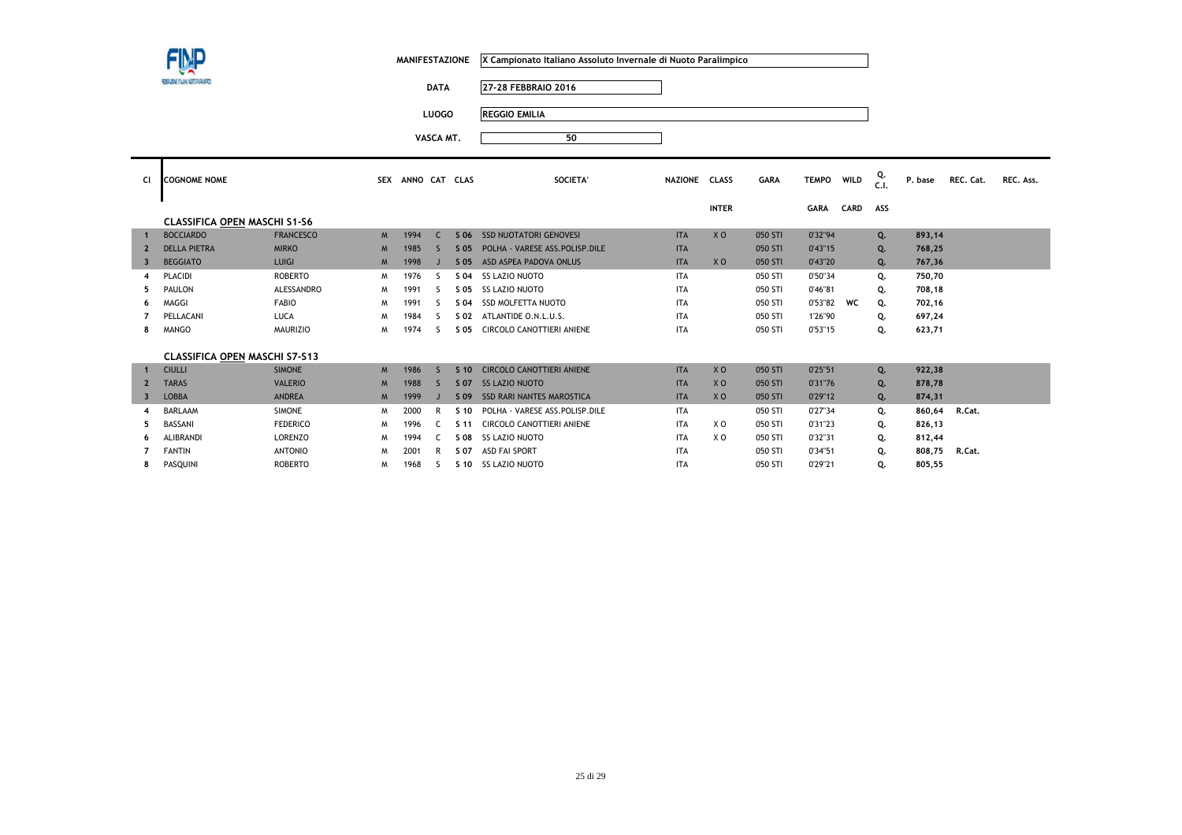| | |
|---|---|
| MANIFESTAZIONE | X Campionato Italiano Assoluto Invernale di Nuoto Paralimpico |
| DATA | 27-28 FEBBRAIO 2016 |
| LUOGO | REGGIO EMILIA |
| VASCA MT. | 50 |

| Cl | COGNOME NOME | | SEX | ANNO | CAT | CLAS | SOCIETA' | NAZIONE | CLASS INTER | GARA | TEMPO GARA | WILD CARD | Q. C.I. ASS | P. base | REC. Cat. | REC. Ass. |
|---|---|---|---|---|---|---|---|---|---|---|---|---|---|---|---|---|
| | **CLASSIFICA OPEN MASCHI S1-S6** | | | | | | | | | | | | | | | |
| 1 | BOCCIARDO | FRANCESCO | M | 1994 | C | S 06 | SSD NUOTATORI GENOVESI | ITA | X O | 050 STI | 0'32"94 | | Q. | 893,14 | | |
| 2 | DELLA PIETRA | MIRKO | M | 1985 | S | S 05 | POLHA - VARESE ASS.POLISP.DILE | ITA | | 050 STI | 0'43"15 | | Q. | 768,25 | | |
| 3 | BEGGIATO | LUIGI | M | 1998 | J | S 05 | ASD ASPEA PADOVA ONLUS | ITA | X O | 050 STI | 0'43"20 | | Q. | 767,36 | | |
| 4 | PLACIDI | ROBERTO | M | 1976 | S | S 04 | SS LAZIO NUOTO | ITA | | 050 STI | 0'50"34 | | Q. | 750,70 | | |
| 5 | PAULON | ALESSANDRO | M | 1991 | S | S 05 | SS LAZIO NUOTO | ITA | | 050 STI | 0'46"81 | | Q. | 708,18 | | |
| 6 | MAGGI | FABIO | M | 1991 | S | S 04 | SSD MOLFETTA NUOTO | ITA | | 050 STI | 0'53"82 | WC | Q. | 702,16 | | |
| 7 | PELLACANI | LUCA | M | 1984 | S | S 02 | ATLANTIDE O.N.L.U.S. | ITA | | 050 STI | 1'26"90 | | Q. | 697,24 | | |
| 8 | MANGO | MAURIZIO | M | 1974 | S | S 05 | CIRCOLO CANOTTIERI ANIENE | ITA | | 050 STI | 0'53"15 | | Q. | 623,71 | | |
| | **CLASSIFICA OPEN MASCHI S7-S13** | | | | | | | | | | | | | | | |
| 1 | CIULLI | SIMONE | M | 1986 | S | S 10 | CIRCOLO CANOTTIERI ANIENE | ITA | X O | 050 STI | 0'25"51 | | Q. | 922,38 | | |
| 2 | TARAS | VALERIO | M | 1988 | S | S 07 | SS LAZIO NUOTO | ITA | X O | 050 STI | 0'31"76 | | Q. | 878,78 | | |
| 3 | LOBBA | ANDREA | M | 1999 | J | S 09 | SSD RARI NANTES MAROSTICA | ITA | X O | 050 STI | 0'29"12 | | Q. | 874,31 | | |
| 4 | BARLAAM | SIMONE | M | 2000 | R | S 10 | POLHA - VARESE ASS.POLISP.DILE | ITA | | 050 STI | 0'27"34 | | Q. | 860,64 | R.Cat. | |
| 5 | BASSANI | FEDERICO | M | 1996 | C | S 11 | CIRCOLO CANOTTIERI ANIENE | ITA | X O | 050 STI | 0'31"23 | | Q. | 826,13 | | |
| 6 | ALIBRANDI | LORENZO | M | 1994 | C | S 08 | SS LAZIO NUOTO | ITA | X O | 050 STI | 0'32"31 | | Q. | 812,44 | | |
| 7 | FANTIN | ANTONIO | M | 2001 | R | S 07 | ASD FAI SPORT | ITA | | 050 STI | 0'34"51 | | Q. | 808,75 | R.Cat. | |
| 8 | PASQUINI | ROBERTO | M | 1968 | S | S 10 | SS LAZIO NUOTO | ITA | | 050 STI | 0'29"21 | | Q. | 805,55 | | |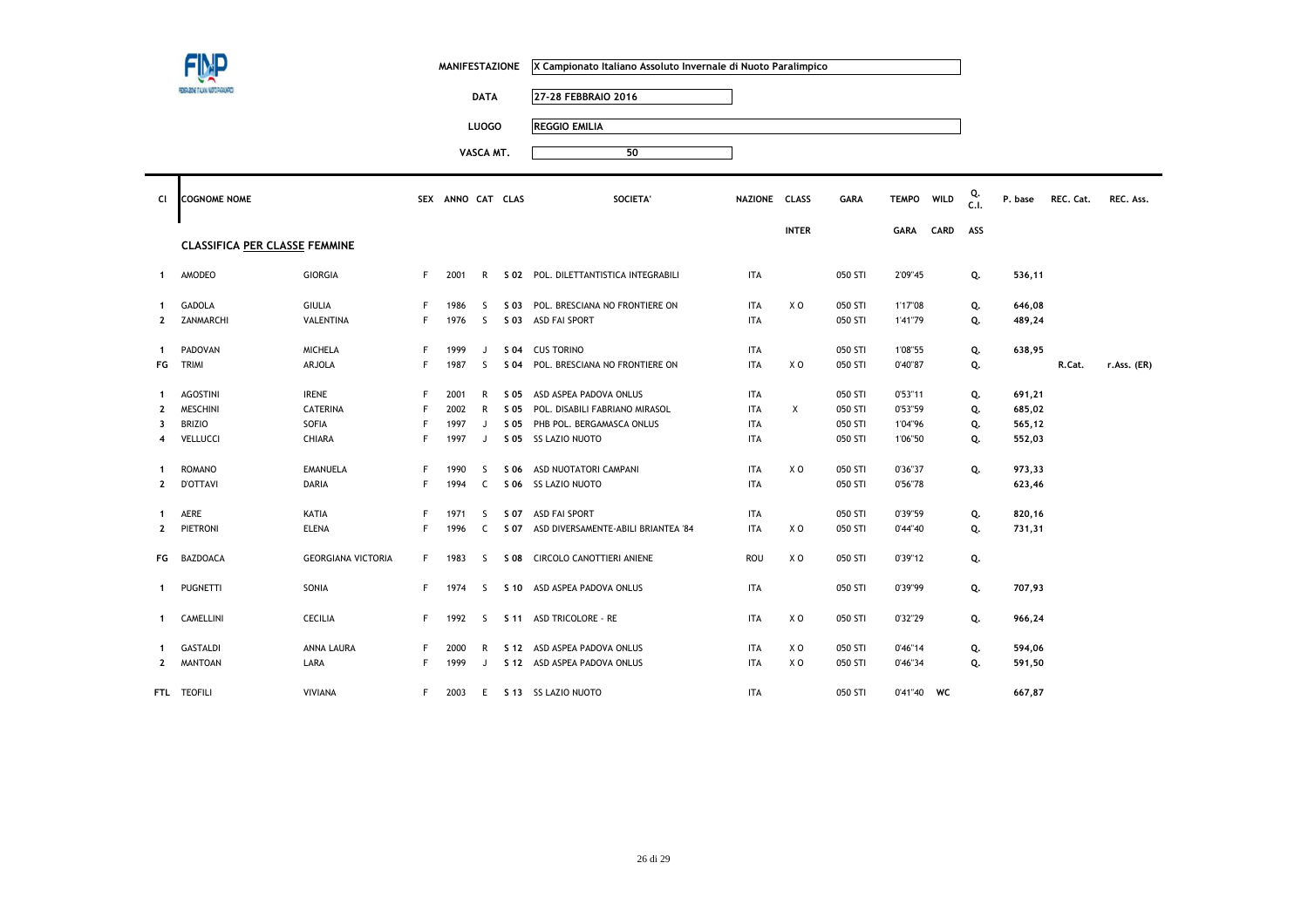| | |
|---|---|
| MANIFESTAZIONE | X Campionato Italiano Assoluto Invernale di Nuoto Paralimpico |
| DATA | 27-28 FEBBRAIO 2016 |
| LUOGO | REGGIO EMILIA |
| VASCA MT. | 50 |

## CLASSIFICA PER CLASSE FEMMINE

| Cl | COGNOME NOME | | SEX | ANNO | CAT | CLAS | SOCIETA' | NAZIONE | CLASS INTER | GARA | TEMPO GARA | WILD CARD | Q. C.I. ASS | P. base | REC. Cat. | REC. Ass. |
|---|---|---|---|---|---|---|---|---|---|---|---|---|---|---|---|---|
| 1 | AMODEO | GIORGIA | F | 2001 | R | S 02 | POL. DILETTANTISTICA INTEGRABILI | ITA | | 050 STI | 2'09"45 | | Q. | 536,11 | | |
| 1 | GADOLA | GIULIA | F | 1986 | S | S 03 | POL. BRESCIANA NO FRONTIERE ON | ITA | X O | 050 STI | 1'17"08 | | Q. | 646,08 | | |
| 2 | ZANMARCHI | VALENTINA | F | 1976 | S | S 03 | ASD FAI SPORT | ITA | | 050 STI | 1'41"79 | | Q. | 489,24 | | |
| 1 | PADOVAN | MICHELA | F | 1999 | J | S 04 | CUS TORINO | ITA | | 050 STI | 1'08"55 | | Q. | 638,95 | | |
| FG | TRIMI | ARJOLA | F | 1987 | S | S 04 | POL. BRESCIANA NO FRONTIERE ON | ITA | X O | 050 STI | 0'40"87 | | Q. | | R.Cat. | r.Ass. (ER) |
| 1 | AGOSTINI | IRENE | F | 2001 | R | S 05 | ASD ASPEA PADOVA ONLUS | ITA | | 050 STI | 0'53"11 | | Q. | 691,21 | | |
| 2 | MESCHINI | CATERINA | F | 2002 | R | S 05 | POL. DISABILI FABRIANO MIRASOL | ITA | X | 050 STI | 0'53"59 | | Q. | 685,02 | | |
| 3 | BRIZIO | SOFIA | F | 1997 | J | S 05 | PHB POL. BERGAMASCA ONLUS | ITA | | 050 STI | 1'04"96 | | Q. | 565,12 | | |
| 4 | VELLUCCI | CHIARA | F | 1997 | J | S 05 | SS LAZIO NUOTO | ITA | | 050 STI | 1'06"50 | | Q. | 552,03 | | |
| 1 | ROMANO | EMANUELA | F | 1990 | S | S 06 | ASD NUOTATORI CAMPANI | ITA | X O | 050 STI | 0'36"37 | | Q. | 973,33 | | |
| 2 | D'OTTAVI | DARIA | F | 1994 | C | S 06 | SS LAZIO NUOTO | ITA | | 050 STI | 0'56"78 | | | 623,46 | | |
| 1 | AERE | KATIA | F | 1971 | S | S 07 | ASD FAI SPORT | ITA | | 050 STI | 0'39"59 | | Q. | 820,16 | | |
| 2 | PIETRONI | ELENA | F | 1996 | C | S 07 | ASD DIVERSAMENTE-ABILI BRIANTEA '84 | ITA | X O | 050 STI | 0'44"40 | | Q. | 731,31 | | |
| FG | BAZDOACA | GEORGIANA VICTORIA | F | 1983 | S | S 08 | CIRCOLO CANOTTIERI ANIENE | ROU | X O | 050 STI | 0'39"12 | | Q. | | | |
| 1 | PUGNETTI | SONIA | F | 1974 | S | S 10 | ASD ASPEA PADOVA ONLUS | ITA | | 050 STI | 0'39"99 | | Q. | 707,93 | | |
| 1 | CAMELLINI | CECILIA | F | 1992 | S | S 11 | ASD TRICOLORE - RE | ITA | X O | 050 STI | 0'32"29 | | Q. | 966,24 | | |
| 1 | GASTALDI | ANNA LAURA | F | 2000 | R | S 12 | ASD ASPEA PADOVA ONLUS | ITA | X O | 050 STI | 0'46"14 | | Q. | 594,06 | | |
| 2 | MANTOAN | LARA | F | 1999 | J | S 12 | ASD ASPEA PADOVA ONLUS | ITA | X O | 050 STI | 0'46"34 | | Q. | 591,50 | | |
| FTL | TEOFILI | VIVIANA | F | 2003 | E | S 13 | SS LAZIO NUOTO | ITA | | 050 STI | 0'41"40 | WC | | 667,87 | | |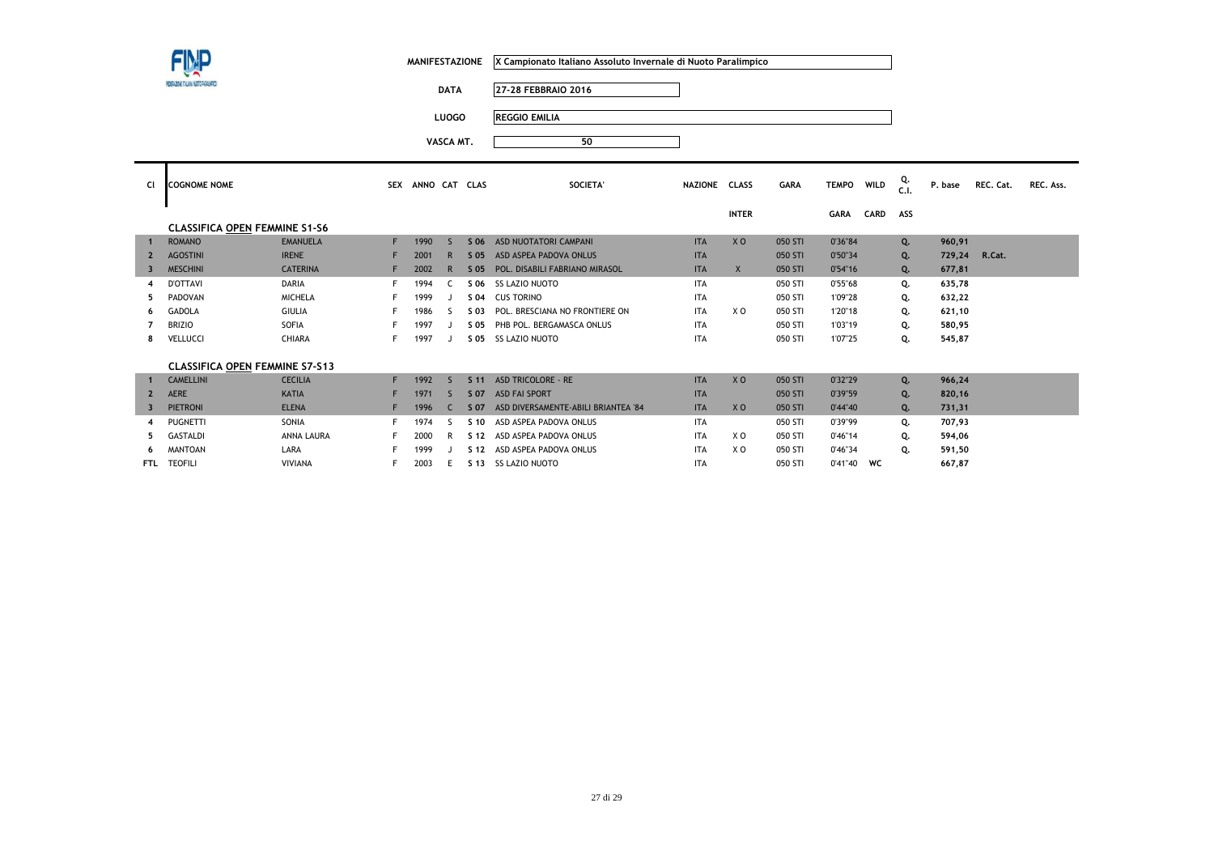| | |
|---|---|
| MANIFESTAZIONE | X Campionato Italiano Assoluto Invernale di Nuoto Paralimpico |
| DATA | 27-28 FEBBRAIO 2016 |
| LUOGO | REGGIO EMILIA |
| VASCA MT. | 50 |

| Cl | COGNOME NOME | | SEX | ANNO | CAT | CLAS | SOCIETA' | NAZIONE | CLASS INTER | GARA | TEMPO GARA | WILD CARD | Q. C.I. ASS | P. base | REC. Cat. | REC. Ass. |
|---|---|---|---|---|---|---|---|---|---|---|---|---|---|---|---|---|
| | **CLASSIFICA OPEN FEMMINE S1-S6** | | | | | | | | | | | | | | | |
| 1 | ROMANO | EMANUELA | F | 1990 | S | S 06 | ASD NUOTATORI CAMPANI | ITA | X O | 050 STI | 0'36"84 | | Q. | 960,91 | | |
| 2 | AGOSTINI | IRENE | F | 2001 | R | S 05 | ASD ASPEA PADOVA ONLUS | ITA | | 050 STI | 0'50"34 | | Q. | 729,24 | R.Cat. | |
| 3 | MESCHINI | CATERINA | F | 2002 | R | S 05 | POL. DISABILI FABRIANO MIRASOL | ITA | X | 050 STI | 0'54"16 | | Q. | 677,81 | | |
| 4 | D'OTTAVI | DARIA | F | 1994 | C | S 06 | SS LAZIO NUOTO | ITA | | 050 STI | 0'55"68 | | Q. | 635,78 | | |
| 5 | PADOVAN | MICHELA | F | 1999 | J | S 04 | CUS TORINO | ITA | | 050 STI | 1'09"28 | | Q. | 632,22 | | |
| 6 | GADOLA | GIULIA | F | 1986 | S | S 03 | POL. BRESCIANA NO FRONTIERE ON | ITA | X O | 050 STI | 1'20"18 | | Q. | 621,10 | | |
| 7 | BRIZIO | SOFIA | F | 1997 | J | S 05 | PHB POL. BERGAMASCA ONLUS | ITA | | 050 STI | 1'03"19 | | Q. | 580,95 | | |
| 8 | VELLUCCI | CHIARA | F | 1997 | J | S 05 | SS LAZIO NUOTO | ITA | | 050 STI | 1'07"25 | | Q. | 545,87 | | |
| | **CLASSIFICA OPEN FEMMINE S7-S13** | | | | | | | | | | | | | | | |
| 1 | CAMELLINI | CECILIA | F | 1992 | S | S 11 | ASD TRICOLORE - RE | ITA | X O | 050 STI | 0'32"29 | | Q. | 966,24 | | |
| 2 | AERE | KATIA | F | 1971 | S | S 07 | ASD FAI SPORT | ITA | | 050 STI | 0'39"59 | | Q. | 820,16 | | |
| 3 | PIETRONI | ELENA | F | 1996 | C | S 07 | ASD DIVERSAMENTE-ABILI BRIANTEA '84 | ITA | X O | 050 STI | 0'44"40 | | Q. | 731,31 | | |
| 4 | PUGNETTI | SONIA | F | 1974 | S | S 10 | ASD ASPEA PADOVA ONLUS | ITA | | 050 STI | 0'39"99 | | Q. | 707,93 | | |
| 5 | GASTALDI | ANNA LAURA | F | 2000 | R | S 12 | ASD ASPEA PADOVA ONLUS | ITA | X O | 050 STI | 0'46"14 | | Q. | 594,06 | | |
| 6 | MANTOAN | LARA | F | 1999 | J | S 12 | ASD ASPEA PADOVA ONLUS | ITA | X O | 050 STI | 0'46"34 | | Q. | 591,50 | | |
| FTL | TEOFILI | VIVIANA | F | 2003 | E | S 13 | SS LAZIO NUOTO | ITA | | 050 STI | 0'41"40 | WC | | 667,87 | | |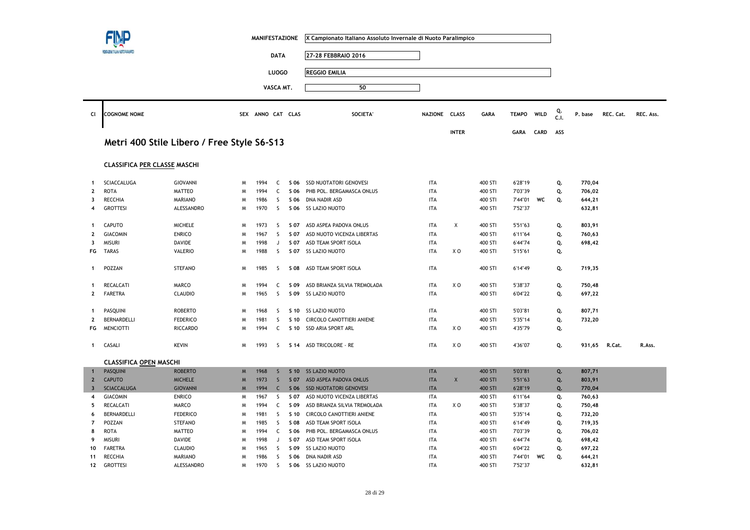| MANIFESTAZIONE | X Campionato Italiano Assoluto Invernale di Nuoto Paralimpico |
|---|---|
| DATA | 27-28 FEBBRAIO 2016 |
| LUOGO | REGGIO EMILIA |
| VASCA MT. | 50 |

## Metri 400 Stile Libero / Free Style S6-S13

### CLASSIFICA PER CLASSE MASCHI

| Cl | COGNOME NOME | | SEX | ANNO | CAT | CLAS | SOCIETA' | NAZIONE | CLASS INTER | GARA | TEMPO GARA | WILD CARD | Q. C.I. ASS | P. base | REC. Cat. | REC. Ass. |
|---|---|---|---|---|---|---|---|---|---|---|---|---|---|---|---|---|
| 1 | SCIACCALUGA | GIOVANNI | M | 1994 | C | S 06 | SSD NUOTATORI GENOVESI | ITA | | 400 STI | 6'28"19 | | Q. | 770,04 | | |
| 2 | ROTA | MATTEO | M | 1994 | C | S 06 | PHB POL. BERGAMASCA ONLUS | ITA | | 400 STI | 7'03"39 | | Q. | 706,02 | | |
| 3 | RECCHIA | MARIANO | M | 1986 | S | S 06 | DNA NADIR ASD | ITA | | 400 STI | 7'44"01 | WC | Q. | 644,21 | | |
| 4 | GROTTESI | ALESSANDRO | M | 1970 | S | S 06 | SS LAZIO NUOTO | ITA | | 400 STI | 7'52"37 | | | 632,81 | | |
| 1 | CAPUTO | MICHELE | M | 1973 | S | S 07 | ASD ASPEA PADOVA ONLUS | ITA | X | 400 STI | 5'51"63 | | Q. | 803,91 | | |
| 2 | GIACOMIN | ENRICO | M | 1967 | S | S 07 | ASD NUOTO VICENZA LIBERTAS | ITA | | 400 STI | 6'11"64 | | Q. | 760,63 | | |
| 3 | MISURI | DAVIDE | M | 1998 | J | S 07 | ASD TEAM SPORT ISOLA | ITA | | 400 STI | 6'44"74 | | Q. | 698,42 | | |
| FG | TARAS | VALERIO | M | 1988 | S | S 07 | SS LAZIO NUOTO | ITA | X O | 400 STI | 5'15"61 | | Q. | | | |
| 1 | POZZAN | STEFANO | M | 1985 | S | S 08 | ASD TEAM SPORT ISOLA | ITA | | 400 STI | 6'14"49 | | Q. | 719,35 | | |
| 1 | RECALCATI | MARCO | M | 1994 | C | S 09 | ASD BRIANZA SILVIA TREMOLADA | ITA | X O | 400 STI | 5'38"37 | | Q. | 750,48 | | |
| 2 | FARETRA | CLAUDIO | M | 1965 | S | S 09 | SS LAZIO NUOTO | ITA | | 400 STI | 6'04"22 | | Q. | 697,22 | | |
| 1 | PASQUINI | ROBERTO | M | 1968 | S | S 10 | SS LAZIO NUOTO | ITA | | 400 STI | 5'03"81 | | Q. | 807,71 | | |
| 2 | BERNARDELLI | FEDERICO | M | 1981 | S | S 10 | CIRCOLO CANOTTIERI ANIENE | ITA | | 400 STI | 5'35"14 | | Q. | 732,20 | | |
| FG | MENCIOTTI | RICCARDO | M | 1994 | C | S 10 | SSD ARIA SPORT ARL | ITA | X O | 400 STI | 4'35"79 | | Q. | | | |
| 1 | CASALI | KEVIN | M | 1993 | S | S 14 | ASD TRICOLORE - RE | ITA | X O | 400 STI | 4'36"07 | | Q. | 931,65 | R.Cat. | R.Ass. |

### CLASSIFICA OPEN MASCHI

| Cl | COGNOME NOME | | SEX | ANNO | CAT | CLAS | SOCIETA' | NAZIONE | CLASS INTER | GARA | TEMPO GARA | WILD CARD | Q. C.I. ASS | P. base | REC. Cat. | REC. Ass. |
|---|---|---|---|---|---|---|---|---|---|---|---|---|---|---|---|---|
| 1 | PASQUINI | ROBERTO | M | 1968 | S | S 10 | SS LAZIO NUOTO | ITA | | 400 STI | 5'03"81 | | Q. | 807,71 | | |
| 2 | CAPUTO | MICHELE | M | 1973 | S | S 07 | ASD ASPEA PADOVA ONLUS | ITA | X | 400 STI | 5'51"63 | | Q. | 803,91 | | |
| 3 | SCIACCALUGA | GIOVANNI | M | 1994 | C | S 06 | SSD NUOTATORI GENOVESI | ITA | | 400 STI | 6'28"19 | | Q. | 770,04 | | |
| 4 | GIACOMIN | ENRICO | M | 1967 | S | S 07 | ASD NUOTO VICENZA LIBERTAS | ITA | | 400 STI | 6'11"64 | | Q. | 760,63 | | |
| 5 | RECALCATI | MARCO | M | 1994 | C | S 09 | ASD BRIANZA SILVIA TREMOLADA | ITA | X O | 400 STI | 5'38"37 | | Q. | 750,48 | | |
| 6 | BERNARDELLI | FEDERICO | M | 1981 | S | S 10 | CIRCOLO CANOTTIERI ANIENE | ITA | | 400 STI | 5'35"14 | | Q. | 732,20 | | |
| 7 | POZZAN | STEFANO | M | 1985 | S | S 08 | ASD TEAM SPORT ISOLA | ITA | | 400 STI | 6'14"49 | | Q. | 719,35 | | |
| 8 | ROTA | MATTEO | M | 1994 | C | S 06 | PHB POL. BERGAMASCA ONLUS | ITA | | 400 STI | 7'03"39 | | Q. | 706,02 | | |
| 9 | MISURI | DAVIDE | M | 1998 | J | S 07 | ASD TEAM SPORT ISOLA | ITA | | 400 STI | 6'44"74 | | Q. | 698,42 | | |
| 10 | FARETRA | CLAUDIO | M | 1965 | S | S 09 | SS LAZIO NUOTO | ITA | | 400 STI | 6'04"22 | | Q. | 697,22 | | |
| 11 | RECCHIA | MARIANO | M | 1986 | S | S 06 | DNA NADIR ASD | ITA | | 400 STI | 7'44"01 | WC | Q. | 644,21 | | |
| 12 | GROTTESI | ALESSANDRO | M | 1970 | S | S 06 | SS LAZIO NUOTO | ITA | | 400 STI | 7'52"37 | | | 632,81 | | |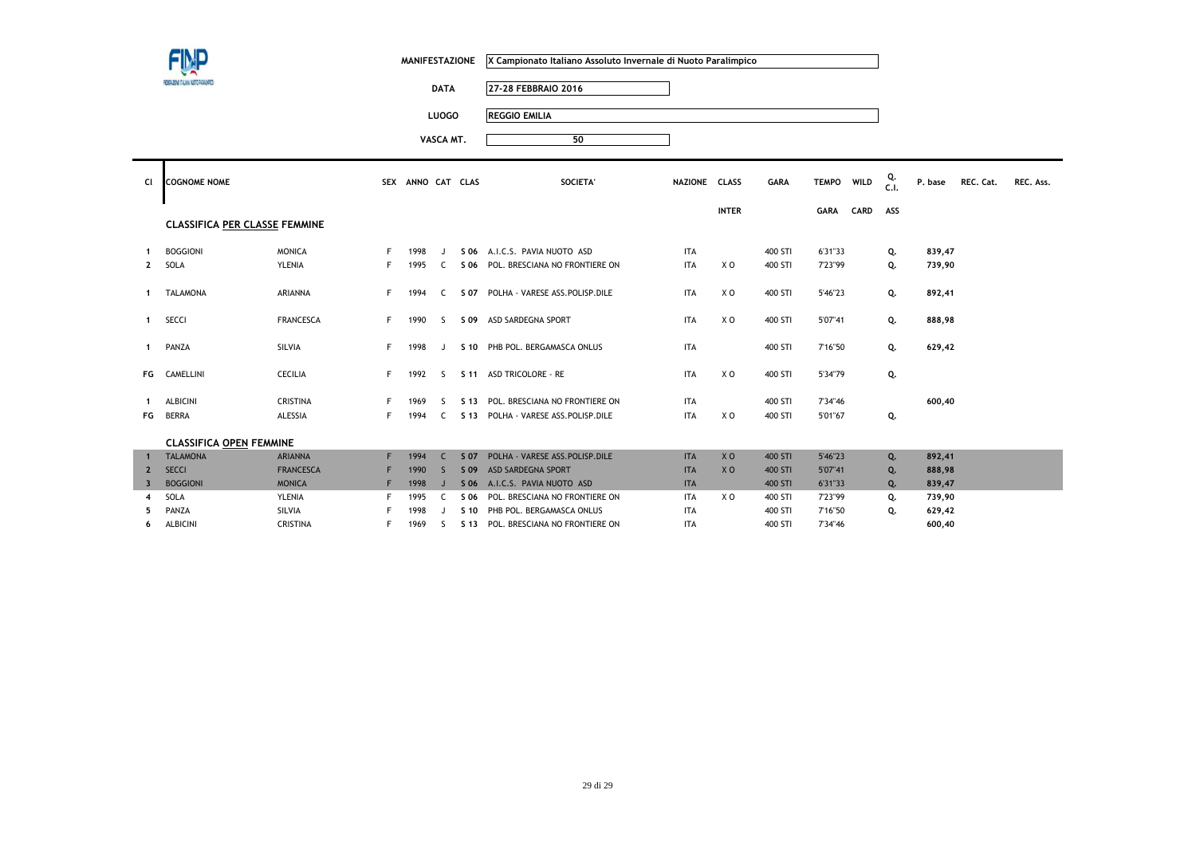FINP

FEDERAZIONE ITALIANA NUOTO PARALIMPICO

| | |
|---|---|
| MANIFESTAZIONE | X Campionato Italiano Assoluto Invernale di Nuoto Paralimpico |
| DATA | 27-28 FEBBRAIO 2016 |
| LUOGO | REGGIO EMILIA |
| VASCA MT. | 50 |

| Cl | COGNOME NOME | | SEX | ANNO | CAT | CLAS | SOCIETA' | NAZIONE | CLASS INTER | GARA | TEMPO GARA | WILD CARD | Q. C.I. ASS | P. base | REC. Cat. | REC. Ass. |
|---|---|---|---|---|---|---|---|---|---|---|---|---|---|---|---|---|
| | **CLASSIFICA PER CLASSE FEMMINE** | | | | | | | | | | | | | | | |
| 1 | BOGGIONI | MONICA | F | 1998 | J | S 06 | A.I.C.S. PAVIA NUOTO ASD | ITA | | 400 STI | 6'31"33 | | Q. | 839,47 | | |
| 2 | SOLA | YLENIA | F | 1995 | C | S 06 | POL. BRESCIANA NO FRONTIERE ON | ITA | X O | 400 STI | 7'23"99 | | Q. | 739,90 | | |
| 1 | TALAMONA | ARIANNA | F | 1994 | C | S 07 | POLHA - VARESE ASS.POLISP.DILE | ITA | X O | 400 STI | 5'46"23 | | Q. | 892,41 | | |
| 1 | SECCI | FRANCESCA | F | 1990 | S | S 09 | ASD SARDEGNA SPORT | ITA | X O | 400 STI | 5'07"41 | | Q. | 888,98 | | |
| 1 | PANZA | SILVIA | F | 1998 | J | S 10 | PHB POL. BERGAMASCA ONLUS | ITA | | 400 STI | 7'16"50 | | Q. | 629,42 | | |
| FG | CAMELLINI | CECILIA | F | 1992 | S | S 11 | ASD TRICOLORE - RE | ITA | X O | 400 STI | 5'34"79 | | Q. | | | |
| 1 | ALBICINI | CRISTINA | F | 1969 | S | S 13 | POL. BRESCIANA NO FRONTIERE ON | ITA | | 400 STI | 7'34"46 | | | 600,40 | | |
| FG | BERRA | ALESSIA | F | 1994 | C | S 13 | POLHA - VARESE ASS.POLISP.DILE | ITA | X O | 400 STI | 5'01"67 | | Q. | | | |
| | **CLASSIFICA OPEN FEMMINE** | | | | | | | | | | | | | | | |
| 1 | TALAMONA | ARIANNA | F | 1994 | C | S 07 | POLHA - VARESE ASS.POLISP.DILE | ITA | X O | 400 STI | 5'46"23 | | Q. | 892,41 | | |
| 2 | SECCI | FRANCESCA | F | 1990 | S | S 09 | ASD SARDEGNA SPORT | ITA | X O | 400 STI | 5'07"41 | | Q. | 888,98 | | |
| 3 | BOGGIONI | MONICA | F | 1998 | J | S 06 | A.I.C.S. PAVIA NUOTO ASD | ITA | | 400 STI | 6'31"33 | | Q. | 839,47 | | |
| 4 | SOLA | YLENIA | F | 1995 | C | S 06 | POL. BRESCIANA NO FRONTIERE ON | ITA | X O | 400 STI | 7'23"99 | | Q. | 739,90 | | |
| 5 | PANZA | SILVIA | F | 1998 | J | S 10 | PHB POL. BERGAMASCA ONLUS | ITA | | 400 STI | 7'16"50 | | Q. | 629,42 | | |
| 6 | ALBICINI | CRISTINA | F | 1969 | S | S 13 | POL. BRESCIANA NO FRONTIERE ON | ITA | | 400 STI | 7'34"46 | | | 600,40 | | |